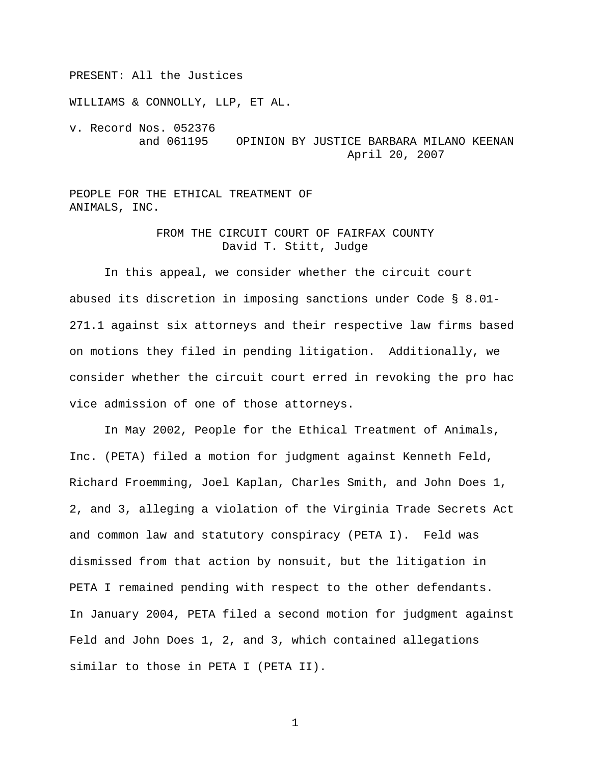PRESENT: All the Justices

WILLIAMS & CONNOLLY, LLP, ET AL.

v. Record Nos. 052376
and 061195 OPINION BY JUSTICE BARBARA MILANO KEENAN
April 20, 2007

PEOPLE FOR THE ETHICAL TREATMENT OF ANIMALS, INC.

FROM THE CIRCUIT COURT OF FAIRFAX COUNTY
David T. Stitt, Judge

In this appeal, we consider whether the circuit court abused its discretion in imposing sanctions under Code § 8.01-271.1 against six attorneys and their respective law firms based on motions they filed in pending litigation. Additionally, we consider whether the circuit court erred in revoking the pro hac vice admission of one of those attorneys.

In May 2002, People for the Ethical Treatment of Animals, Inc. (PETA) filed a motion for judgment against Kenneth Feld, Richard Froemming, Joel Kaplan, Charles Smith, and John Does 1, 2, and 3, alleging a violation of the Virginia Trade Secrets Act and common law and statutory conspiracy (PETA I). Feld was dismissed from that action by nonsuit, but the litigation in PETA I remained pending with respect to the other defendants. In January 2004, PETA filed a second motion for judgment against Feld and John Does 1, 2, and 3, which contained allegations similar to those in PETA I (PETA II).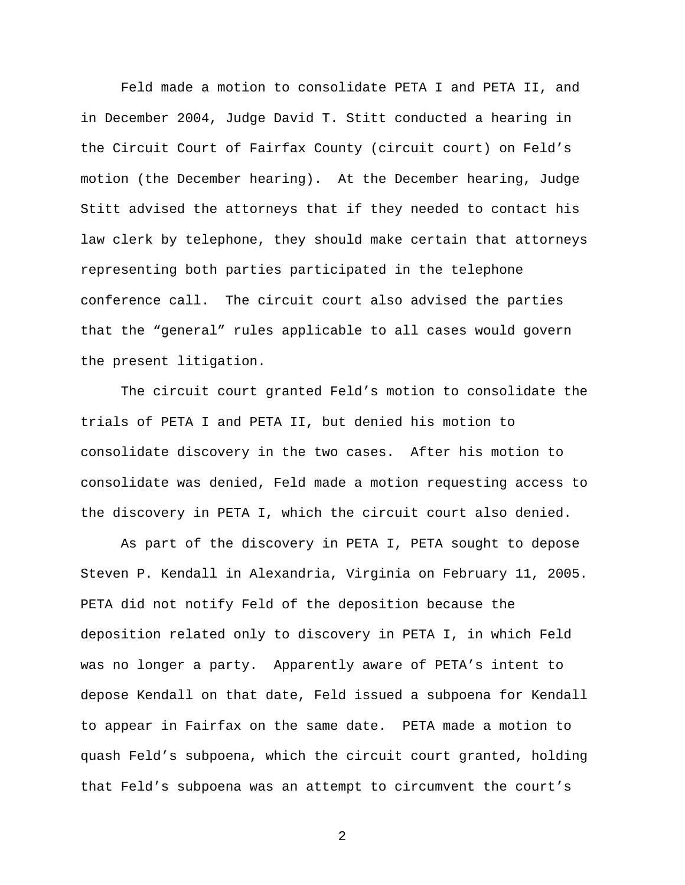Feld made a motion to consolidate PETA I and PETA II, and in December 2004, Judge David T. Stitt conducted a hearing in the Circuit Court of Fairfax County (circuit court) on Feld's motion (the December hearing). At the December hearing, Judge Stitt advised the attorneys that if they needed to contact his law clerk by telephone, they should make certain that attorneys representing both parties participated in the telephone conference call. The circuit court also advised the parties that the "general" rules applicable to all cases would govern the present litigation.

The circuit court granted Feld's motion to consolidate the trials of PETA I and PETA II, but denied his motion to consolidate discovery in the two cases. After his motion to consolidate was denied, Feld made a motion requesting access to the discovery in PETA I, which the circuit court also denied.

As part of the discovery in PETA I, PETA sought to depose Steven P. Kendall in Alexandria, Virginia on February 11, 2005. PETA did not notify Feld of the deposition because the deposition related only to discovery in PETA I, in which Feld was no longer a party. Apparently aware of PETA's intent to depose Kendall on that date, Feld issued a subpoena for Kendall to appear in Fairfax on the same date. PETA made a motion to quash Feld's subpoena, which the circuit court granted, holding that Feld's subpoena was an attempt to circumvent the court's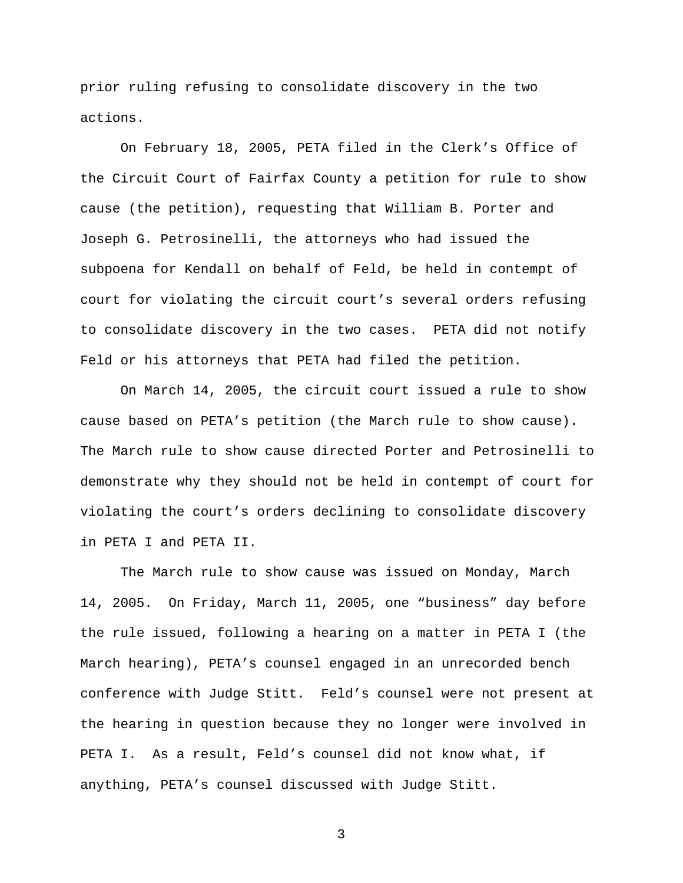prior ruling refusing to consolidate discovery in the two actions.

On February 18, 2005, PETA filed in the Clerk's Office of the Circuit Court of Fairfax County a petition for rule to show cause (the petition), requesting that William B. Porter and Joseph G. Petrosinelli, the attorneys who had issued the subpoena for Kendall on behalf of Feld, be held in contempt of court for violating the circuit court's several orders refusing to consolidate discovery in the two cases. PETA did not notify Feld or his attorneys that PETA had filed the petition.

On March 14, 2005, the circuit court issued a rule to show cause based on PETA's petition (the March rule to show cause). The March rule to show cause directed Porter and Petrosinelli to demonstrate why they should not be held in contempt of court for violating the court's orders declining to consolidate discovery in PETA I and PETA II.

The March rule to show cause was issued on Monday, March 14, 2005. On Friday, March 11, 2005, one "business" day before the rule issued, following a hearing on a matter in PETA I (the March hearing), PETA's counsel engaged in an unrecorded bench conference with Judge Stitt. Feld's counsel were not present at the hearing in question because they no longer were involved in PETA I. As a result, Feld's counsel did not know what, if anything, PETA's counsel discussed with Judge Stitt.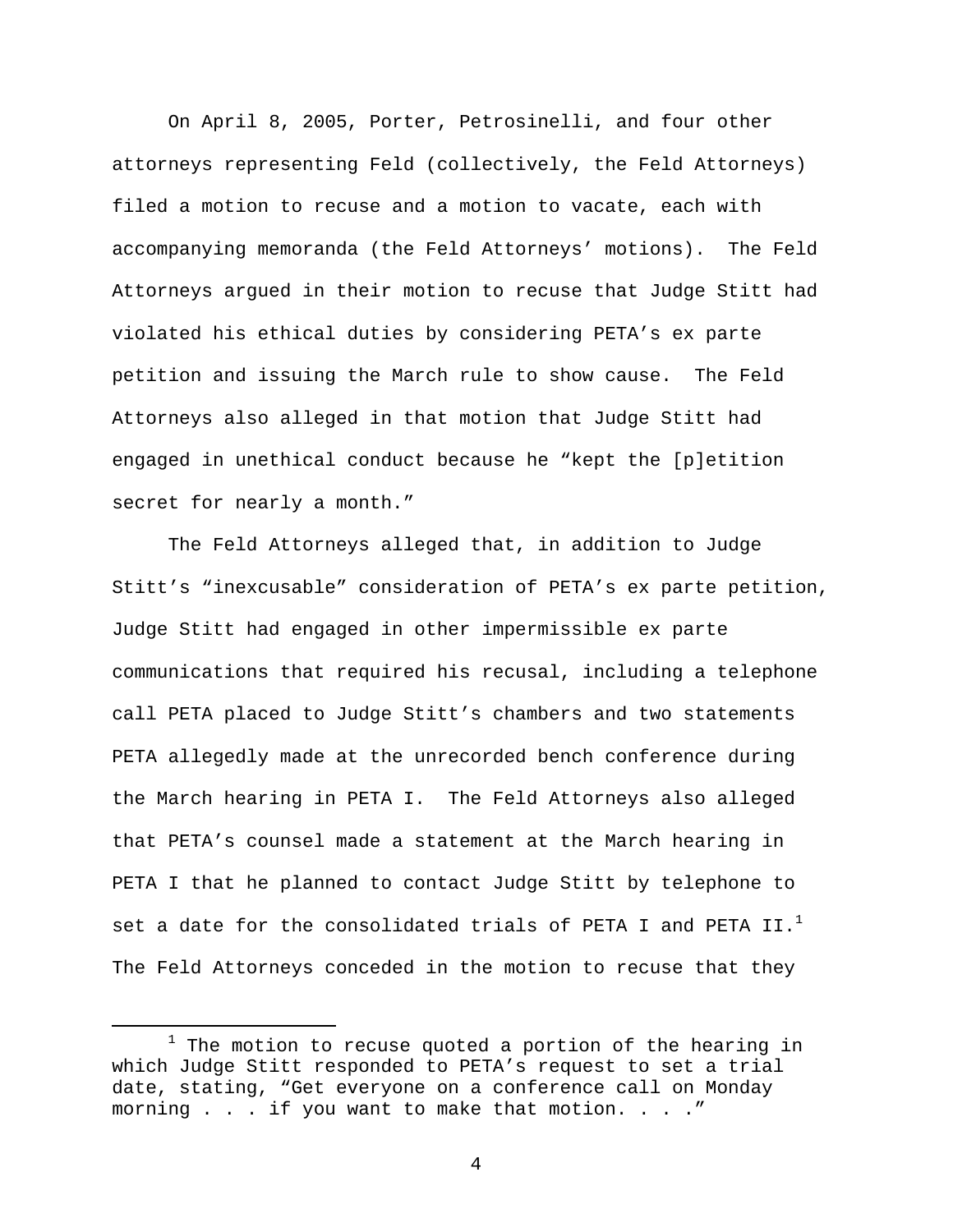On April 8, 2005, Porter, Petrosinelli, and four other attorneys representing Feld (collectively, the Feld Attorneys) filed a motion to recuse and a motion to vacate, each with accompanying memoranda (the Feld Attorneys' motions). The Feld Attorneys argued in their motion to recuse that Judge Stitt had violated his ethical duties by considering PETA's ex parte petition and issuing the March rule to show cause. The Feld Attorneys also alleged in that motion that Judge Stitt had engaged in unethical conduct because he "kept the [p]etition secret for nearly a month."

The Feld Attorneys alleged that, in addition to Judge Stitt's "inexcusable" consideration of PETA's ex parte petition, Judge Stitt had engaged in other impermissible ex parte communications that required his recusal, including a telephone call PETA placed to Judge Stitt's chambers and two statements PETA allegedly made at the unrecorded bench conference during the March hearing in PETA I. The Feld Attorneys also alleged that PETA's counsel made a statement at the March hearing in PETA I that he planned to contact Judge Stitt by telephone to set a date for the consolidated trials of PETA I and PETA II.[1] The Feld Attorneys conceded in the motion to recuse that they

[1] The motion to recuse quoted a portion of the hearing in which Judge Stitt responded to PETA's request to set a trial date, stating, "Get everyone on a conference call on Monday morning . . . if you want to make that motion. . . ."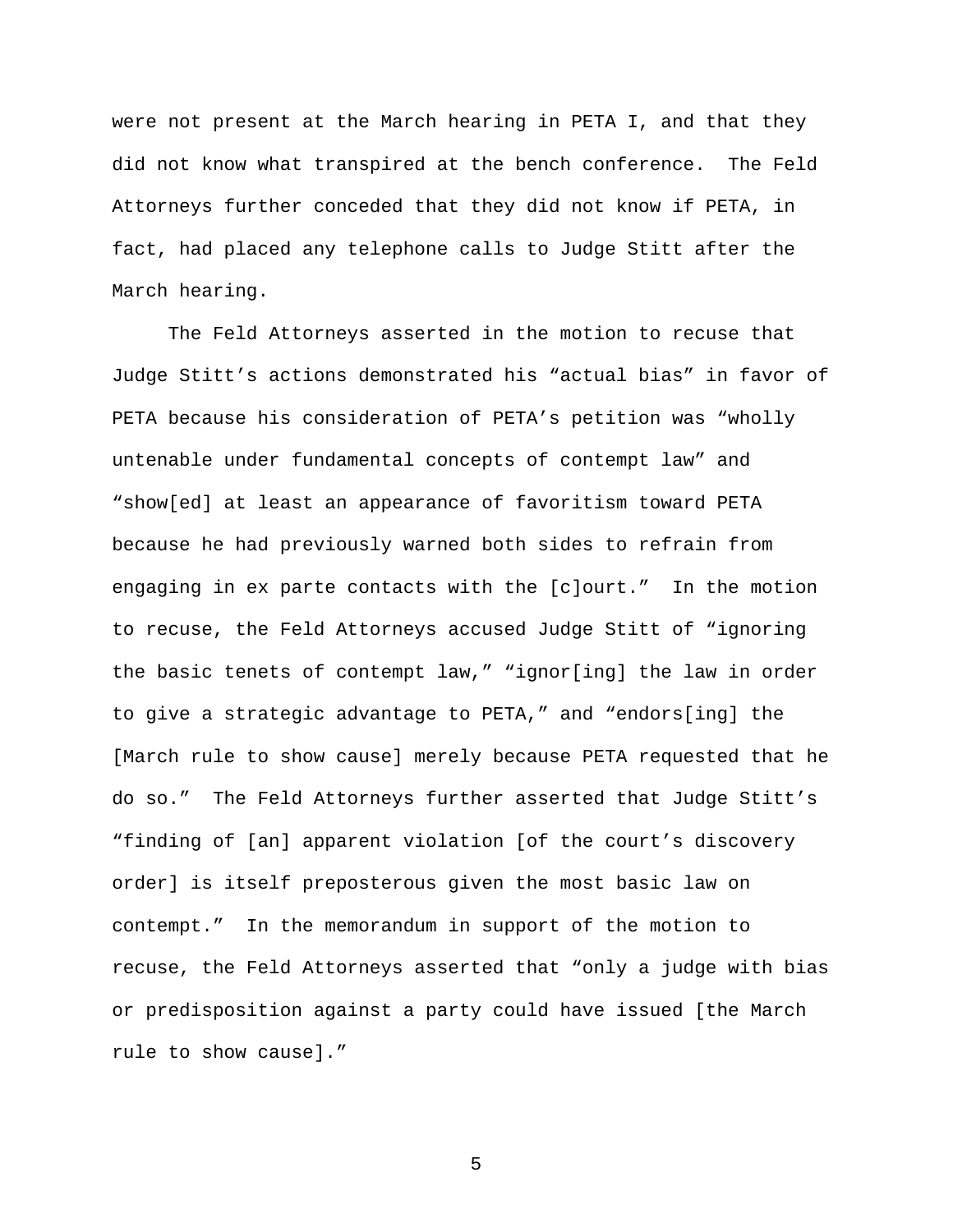were not present at the March hearing in PETA I, and that they did not know what transpired at the bench conference. The Feld Attorneys further conceded that they did not know if PETA, in fact, had placed any telephone calls to Judge Stitt after the March hearing.

The Feld Attorneys asserted in the motion to recuse that Judge Stitt's actions demonstrated his "actual bias" in favor of PETA because his consideration of PETA's petition was "wholly untenable under fundamental concepts of contempt law" and "show[ed] at least an appearance of favoritism toward PETA because he had previously warned both sides to refrain from engaging in ex parte contacts with the [c]ourt." In the motion to recuse, the Feld Attorneys accused Judge Stitt of "ignoring the basic tenets of contempt law," "ignor[ing] the law in order to give a strategic advantage to PETA," and "endors[ing] the [March rule to show cause] merely because PETA requested that he do so." The Feld Attorneys further asserted that Judge Stitt's "finding of [an] apparent violation [of the court's discovery order] is itself preposterous given the most basic law on contempt." In the memorandum in support of the motion to recuse, the Feld Attorneys asserted that "only a judge with bias or predisposition against a party could have issued [the March rule to show cause]."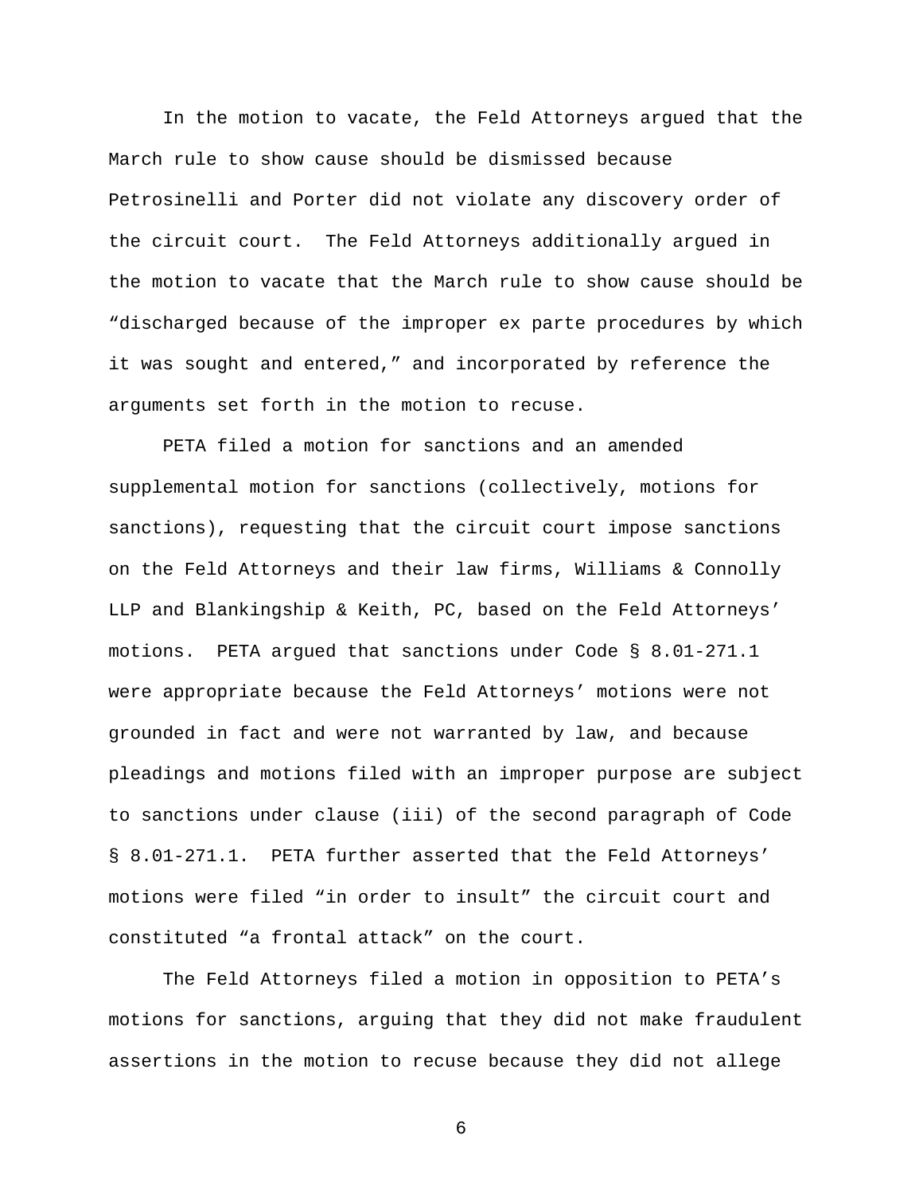In the motion to vacate, the Feld Attorneys argued that the March rule to show cause should be dismissed because Petrosinelli and Porter did not violate any discovery order of the circuit court. The Feld Attorneys additionally argued in the motion to vacate that the March rule to show cause should be "discharged because of the improper ex parte procedures by which it was sought and entered," and incorporated by reference the arguments set forth in the motion to recuse.

PETA filed a motion for sanctions and an amended supplemental motion for sanctions (collectively, motions for sanctions), requesting that the circuit court impose sanctions on the Feld Attorneys and their law firms, Williams & Connolly LLP and Blankingship & Keith, PC, based on the Feld Attorneys' motions. PETA argued that sanctions under Code § 8.01-271.1 were appropriate because the Feld Attorneys' motions were not grounded in fact and were not warranted by law, and because pleadings and motions filed with an improper purpose are subject to sanctions under clause (iii) of the second paragraph of Code § 8.01-271.1. PETA further asserted that the Feld Attorneys' motions were filed "in order to insult" the circuit court and constituted "a frontal attack" on the court.

The Feld Attorneys filed a motion in opposition to PETA's motions for sanctions, arguing that they did not make fraudulent assertions in the motion to recuse because they did not allege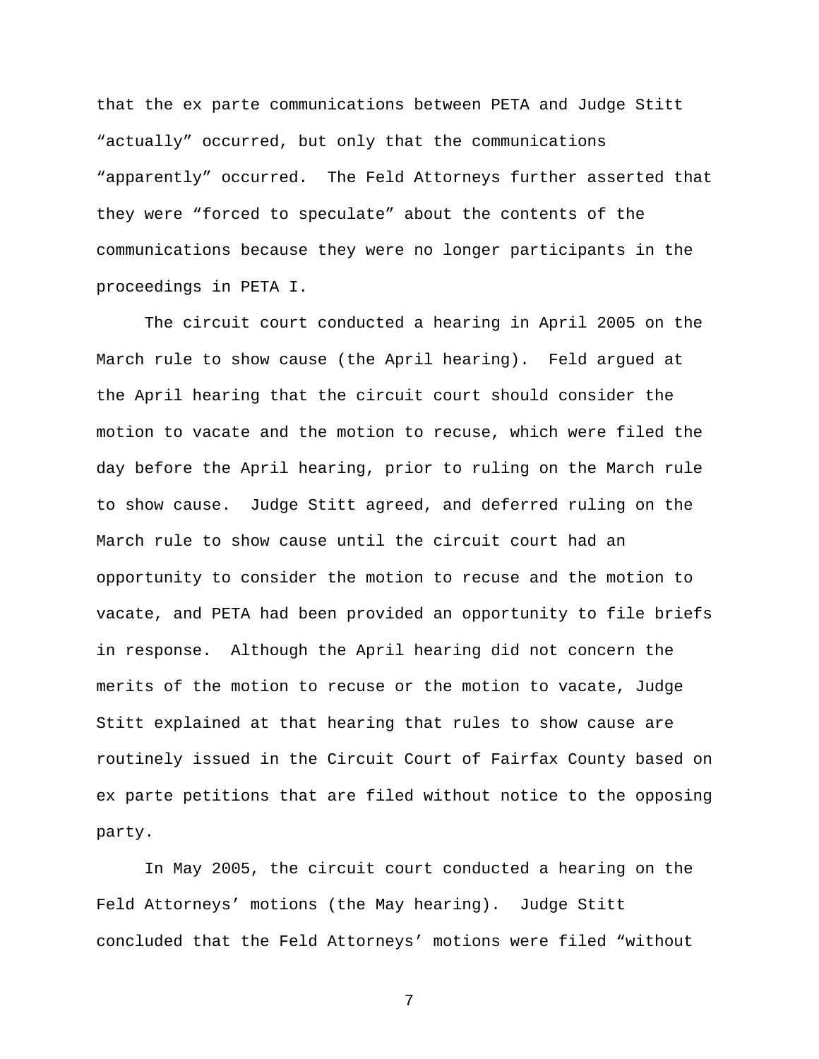that the ex parte communications between PETA and Judge Stitt "actually" occurred, but only that the communications "apparently" occurred. The Feld Attorneys further asserted that they were "forced to speculate" about the contents of the communications because they were no longer participants in the proceedings in PETA I.

The circuit court conducted a hearing in April 2005 on the March rule to show cause (the April hearing). Feld argued at the April hearing that the circuit court should consider the motion to vacate and the motion to recuse, which were filed the day before the April hearing, prior to ruling on the March rule to show cause. Judge Stitt agreed, and deferred ruling on the March rule to show cause until the circuit court had an opportunity to consider the motion to recuse and the motion to vacate, and PETA had been provided an opportunity to file briefs in response. Although the April hearing did not concern the merits of the motion to recuse or the motion to vacate, Judge Stitt explained at that hearing that rules to show cause are routinely issued in the Circuit Court of Fairfax County based on ex parte petitions that are filed without notice to the opposing party.

In May 2005, the circuit court conducted a hearing on the Feld Attorneys' motions (the May hearing). Judge Stitt concluded that the Feld Attorneys' motions were filed "without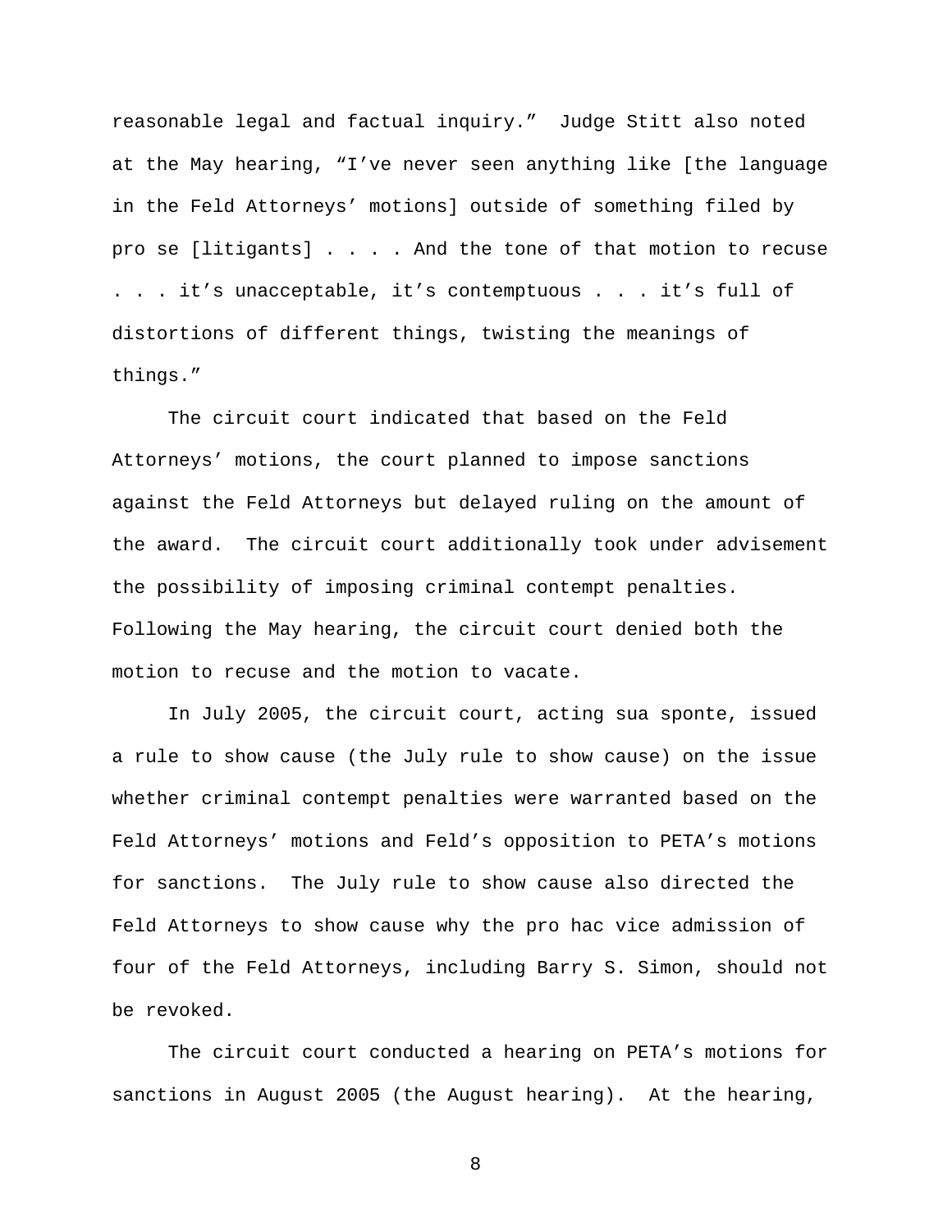reasonable legal and factual inquiry." Judge Stitt also noted at the May hearing, "I've never seen anything like [the language in the Feld Attorneys' motions] outside of something filed by pro se [litigants] . . . . And the tone of that motion to recuse . . . it's unacceptable, it's contemptuous . . . it's full of distortions of different things, twisting the meanings of things."

The circuit court indicated that based on the Feld Attorneys' motions, the court planned to impose sanctions against the Feld Attorneys but delayed ruling on the amount of the award. The circuit court additionally took under advisement the possibility of imposing criminal contempt penalties. Following the May hearing, the circuit court denied both the motion to recuse and the motion to vacate.

In July 2005, the circuit court, acting sua sponte, issued a rule to show cause (the July rule to show cause) on the issue whether criminal contempt penalties were warranted based on the Feld Attorneys' motions and Feld's opposition to PETA's motions for sanctions. The July rule to show cause also directed the Feld Attorneys to show cause why the pro hac vice admission of four of the Feld Attorneys, including Barry S. Simon, should not be revoked.

The circuit court conducted a hearing on PETA's motions for sanctions in August 2005 (the August hearing). At the hearing,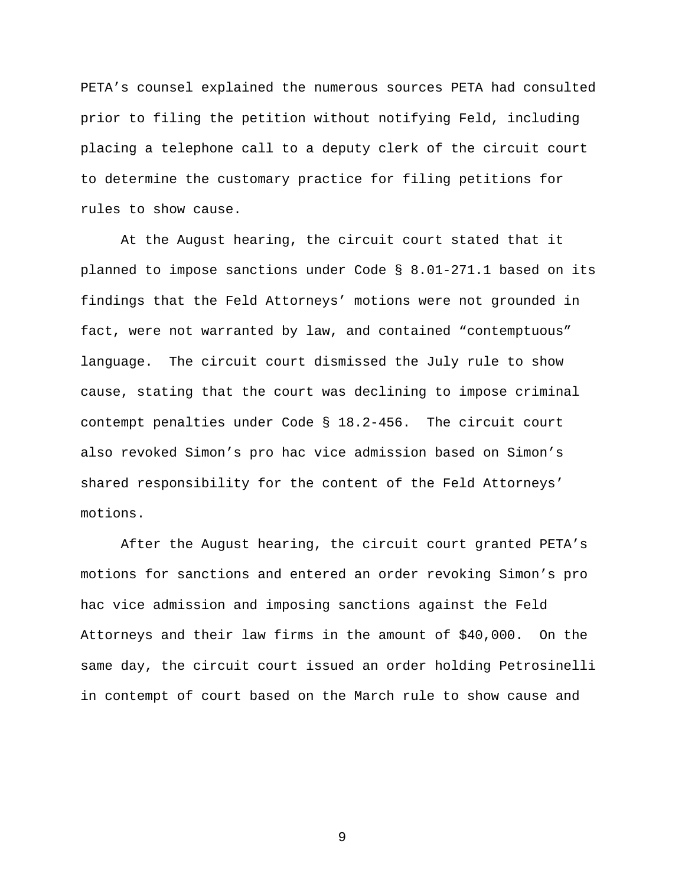PETA's counsel explained the numerous sources PETA had consulted prior to filing the petition without notifying Feld, including placing a telephone call to a deputy clerk of the circuit court to determine the customary practice for filing petitions for rules to show cause.

At the August hearing, the circuit court stated that it planned to impose sanctions under Code § 8.01-271.1 based on its findings that the Feld Attorneys' motions were not grounded in fact, were not warranted by law, and contained "contemptuous" language. The circuit court dismissed the July rule to show cause, stating that the court was declining to impose criminal contempt penalties under Code § 18.2-456. The circuit court also revoked Simon's pro hac vice admission based on Simon's shared responsibility for the content of the Feld Attorneys' motions.

After the August hearing, the circuit court granted PETA's motions for sanctions and entered an order revoking Simon's pro hac vice admission and imposing sanctions against the Feld Attorneys and their law firms in the amount of $40,000. On the same day, the circuit court issued an order holding Petrosinelli in contempt of court based on the March rule to show cause and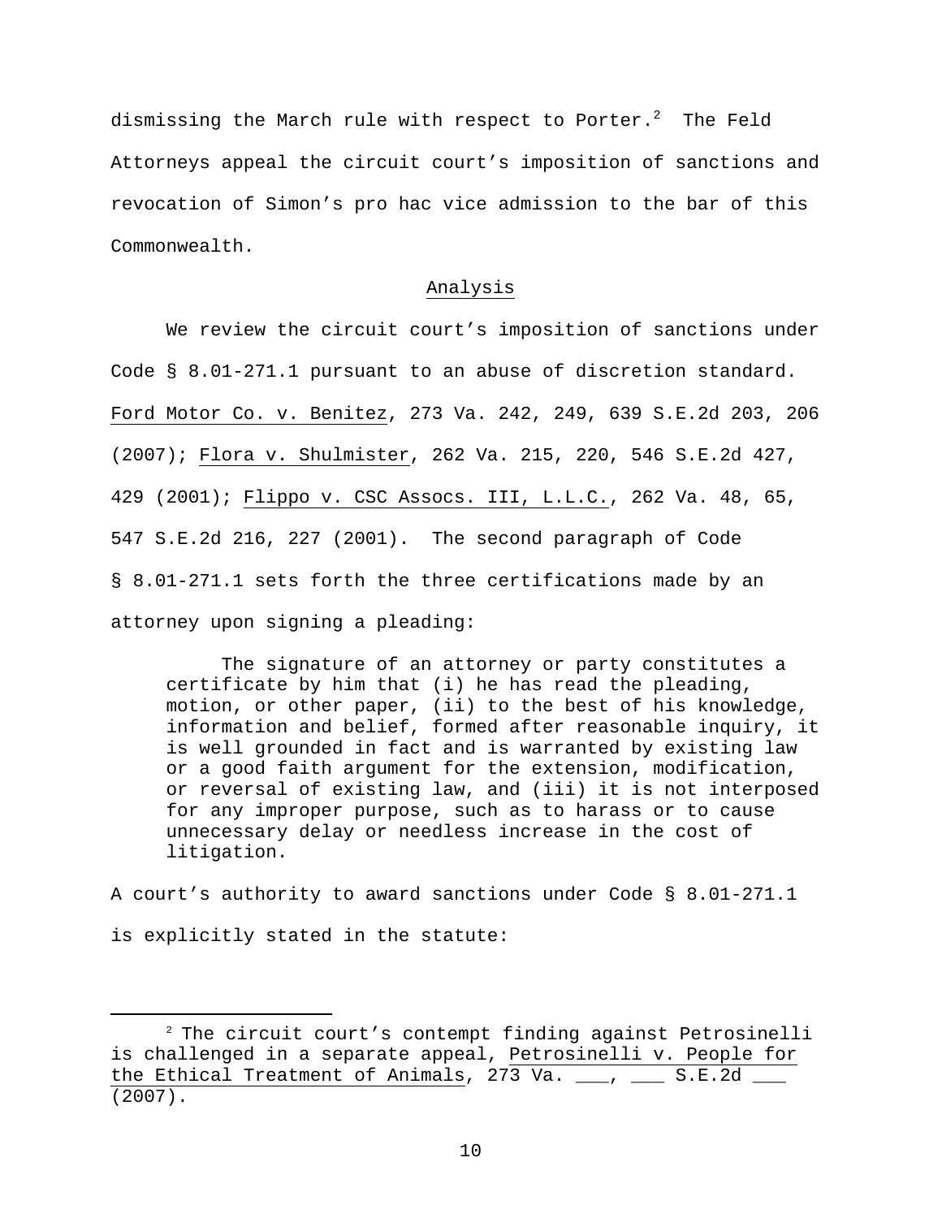dismissing the March rule with respect to Porter.[2] The Feld Attorneys appeal the circuit court's imposition of sanctions and revocation of Simon's pro hac vice admission to the bar of this Commonwealth.

## Analysis

We review the circuit court's imposition of sanctions under Code § 8.01-271.1 pursuant to an abuse of discretion standard. Ford Motor Co. v. Benitez, 273 Va. 242, 249, 639 S.E.2d 203, 206 (2007); Flora v. Shulmister, 262 Va. 215, 220, 546 S.E.2d 427, 429 (2001); Flippo v. CSC Assocs. III, L.L.C., 262 Va. 48, 65, 547 S.E.2d 216, 227 (2001). The second paragraph of Code § 8.01-271.1 sets forth the three certifications made by an attorney upon signing a pleading:

> The signature of an attorney or party constitutes a certificate by him that (i) he has read the pleading, motion, or other paper, (ii) to the best of his knowledge, information and belief, formed after reasonable inquiry, it is well grounded in fact and is warranted by existing law or a good faith argument for the extension, modification, or reversal of existing law, and (iii) it is not interposed for any improper purpose, such as to harass or to cause unnecessary delay or needless increase in the cost of litigation.

A court's authority to award sanctions under Code § 8.01-271.1 is explicitly stated in the statute:

---

[2] The circuit court's contempt finding against Petrosinelli is challenged in a separate appeal, Petrosinelli v. People for the Ethical Treatment of Animals, 273 Va. ___, ___ S.E.2d ___ (2007).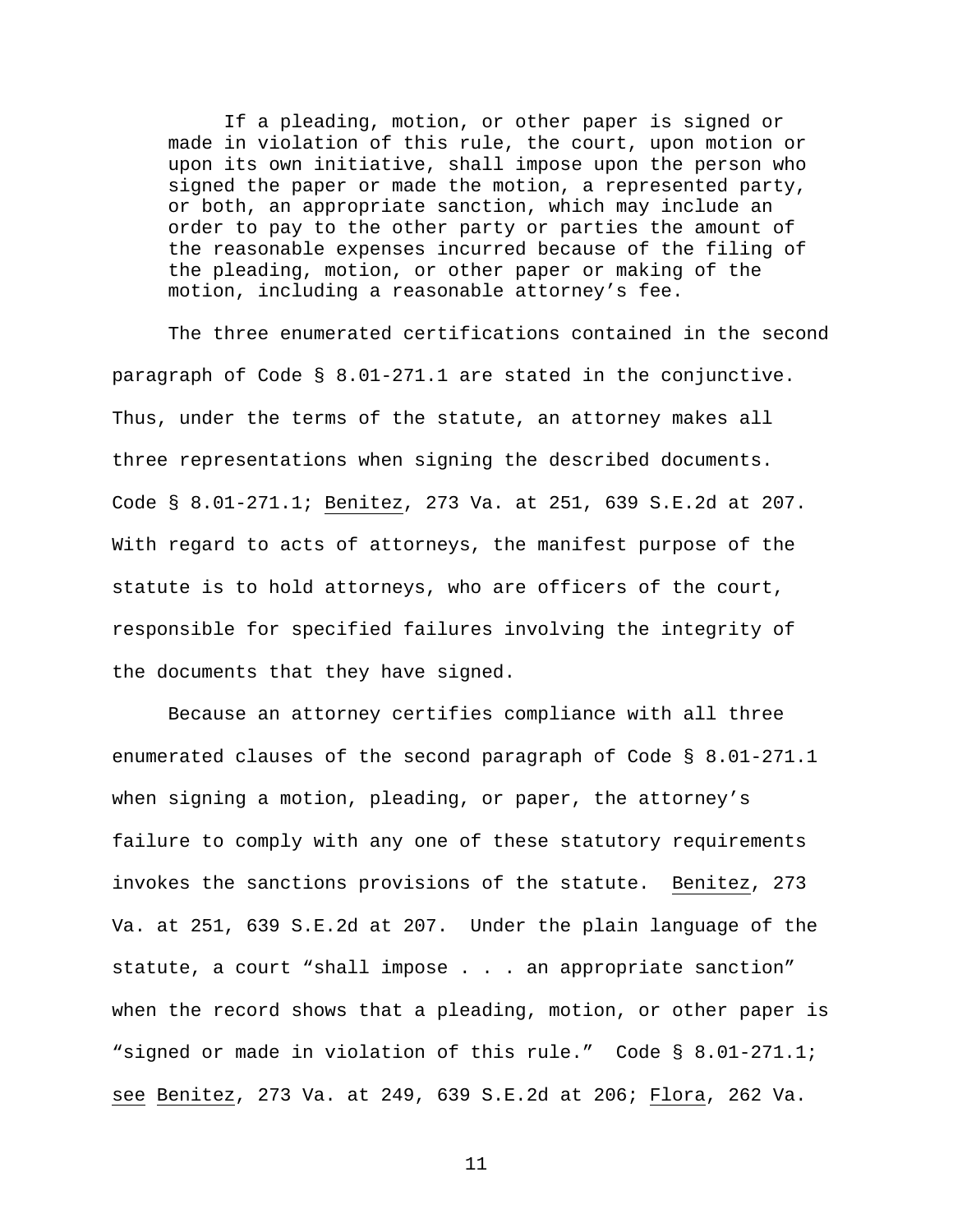> If a pleading, motion, or other paper is signed or made in violation of this rule, the court, upon motion or upon its own initiative, shall impose upon the person who signed the paper or made the motion, a represented party, or both, an appropriate sanction, which may include an order to pay to the other party or parties the amount of the reasonable expenses incurred because of the filing of the pleading, motion, or other paper or making of the motion, including a reasonable attorney's fee.

The three enumerated certifications contained in the second paragraph of Code § 8.01-271.1 are stated in the conjunctive. Thus, under the terms of the statute, an attorney makes all three representations when signing the described documents. Code § 8.01-271.1; Benitez, 273 Va. at 251, 639 S.E.2d at 207. With regard to acts of attorneys, the manifest purpose of the statute is to hold attorneys, who are officers of the court, responsible for specified failures involving the integrity of the documents that they have signed.

Because an attorney certifies compliance with all three enumerated clauses of the second paragraph of Code § 8.01-271.1 when signing a motion, pleading, or paper, the attorney's failure to comply with any one of these statutory requirements invokes the sanctions provisions of the statute. Benitez, 273 Va. at 251, 639 S.E.2d at 207. Under the plain language of the statute, a court "shall impose . . . an appropriate sanction" when the record shows that a pleading, motion, or other paper is "signed or made in violation of this rule." Code § 8.01-271.1; see Benitez, 273 Va. at 249, 639 S.E.2d at 206; Flora, 262 Va.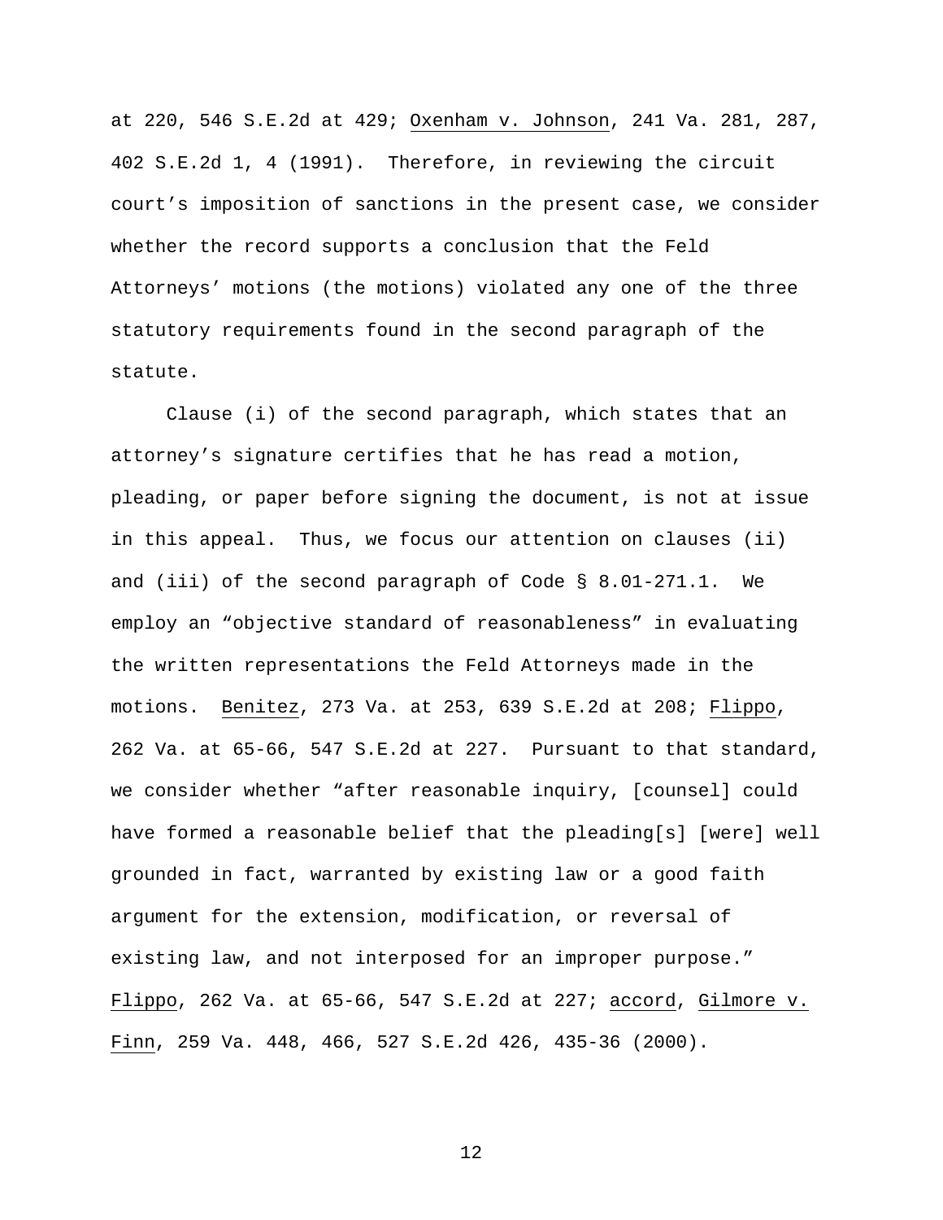at 220, 546 S.E.2d at 429; Oxenham v. Johnson, 241 Va. 281, 287, 402 S.E.2d 1, 4 (1991). Therefore, in reviewing the circuit court's imposition of sanctions in the present case, we consider whether the record supports a conclusion that the Feld Attorneys' motions (the motions) violated any one of the three statutory requirements found in the second paragraph of the statute.

Clause (i) of the second paragraph, which states that an attorney's signature certifies that he has read a motion, pleading, or paper before signing the document, is not at issue in this appeal. Thus, we focus our attention on clauses (ii) and (iii) of the second paragraph of Code § 8.01-271.1. We employ an "objective standard of reasonableness" in evaluating the written representations the Feld Attorneys made in the motions. Benitez, 273 Va. at 253, 639 S.E.2d at 208; Flippo, 262 Va. at 65-66, 547 S.E.2d at 227. Pursuant to that standard, we consider whether "after reasonable inquiry, [counsel] could have formed a reasonable belief that the pleading[s] [were] well grounded in fact, warranted by existing law or a good faith argument for the extension, modification, or reversal of existing law, and not interposed for an improper purpose." Flippo, 262 Va. at 65-66, 547 S.E.2d at 227; accord, Gilmore v. Finn, 259 Va. 448, 466, 527 S.E.2d 426, 435-36 (2000).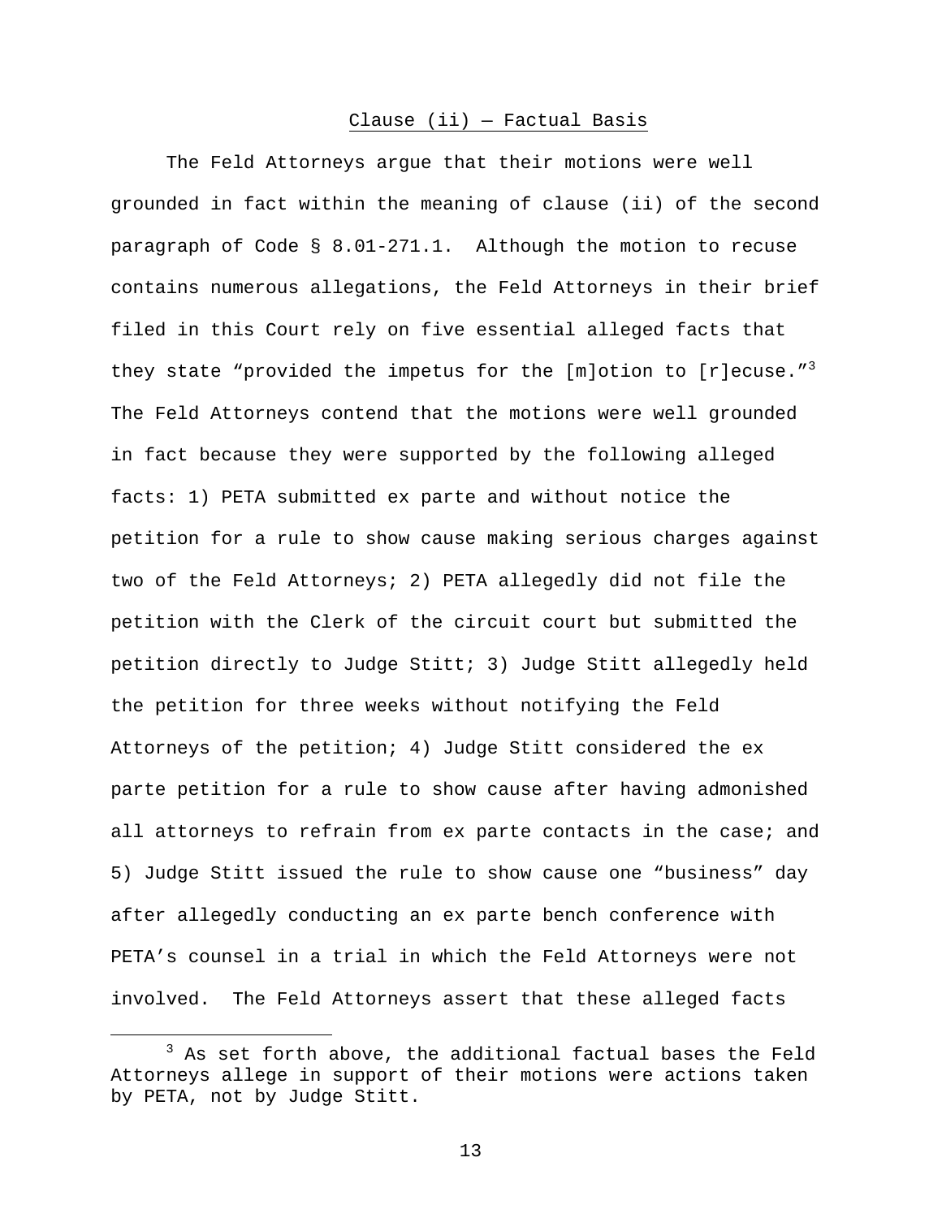Clause (ii) — Factual Basis

The Feld Attorneys argue that their motions were well grounded in fact within the meaning of clause (ii) of the second paragraph of Code § 8.01-271.1. Although the motion to recuse contains numerous allegations, the Feld Attorneys in their brief filed in this Court rely on five essential alleged facts that they state "provided the impetus for the [m]otion to [r]ecuse."[3] The Feld Attorneys contend that the motions were well grounded in fact because they were supported by the following alleged facts: 1) PETA submitted ex parte and without notice the petition for a rule to show cause making serious charges against two of the Feld Attorneys; 2) PETA allegedly did not file the petition with the Clerk of the circuit court but submitted the petition directly to Judge Stitt; 3) Judge Stitt allegedly held the petition for three weeks without notifying the Feld Attorneys of the petition; 4) Judge Stitt considered the ex parte petition for a rule to show cause after having admonished all attorneys to refrain from ex parte contacts in the case; and 5) Judge Stitt issued the rule to show cause one "business" day after allegedly conducting an ex parte bench conference with PETA's counsel in a trial in which the Feld Attorneys were not involved. The Feld Attorneys assert that these alleged facts

[3] As set forth above, the additional factual bases the Feld Attorneys allege in support of their motions were actions taken by PETA, not by Judge Stitt.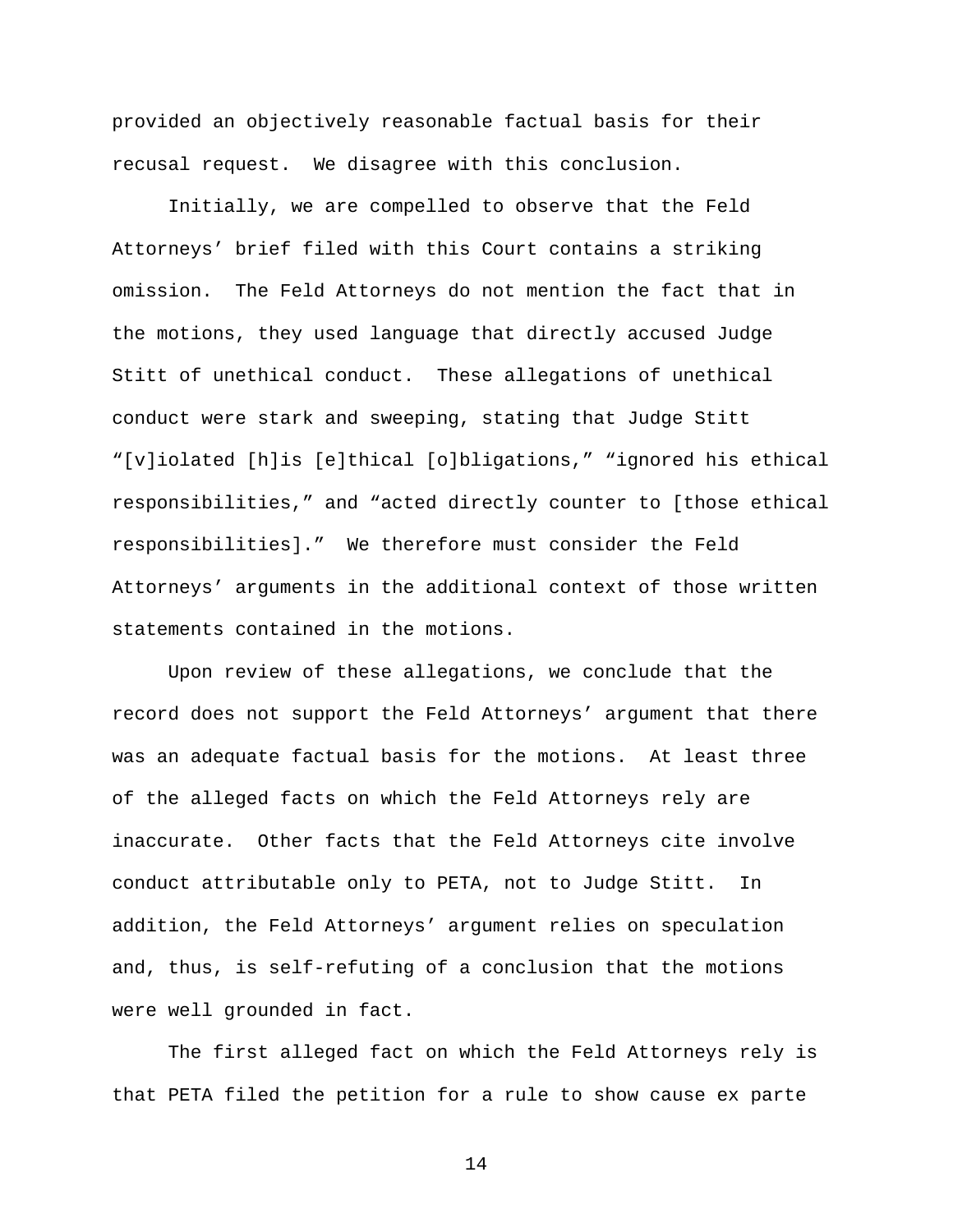provided an objectively reasonable factual basis for their recusal request. We disagree with this conclusion.

Initially, we are compelled to observe that the Feld Attorneys' brief filed with this Court contains a striking omission. The Feld Attorneys do not mention the fact that in the motions, they used language that directly accused Judge Stitt of unethical conduct. These allegations of unethical conduct were stark and sweeping, stating that Judge Stitt "[v]iolated [h]is [e]thical [o]bligations," "ignored his ethical responsibilities," and "acted directly counter to [those ethical responsibilities]." We therefore must consider the Feld Attorneys' arguments in the additional context of those written statements contained in the motions.

Upon review of these allegations, we conclude that the record does not support the Feld Attorneys' argument that there was an adequate factual basis for the motions. At least three of the alleged facts on which the Feld Attorneys rely are inaccurate. Other facts that the Feld Attorneys cite involve conduct attributable only to PETA, not to Judge Stitt. In addition, the Feld Attorneys' argument relies on speculation and, thus, is self-refuting of a conclusion that the motions were well grounded in fact.

The first alleged fact on which the Feld Attorneys rely is that PETA filed the petition for a rule to show cause ex parte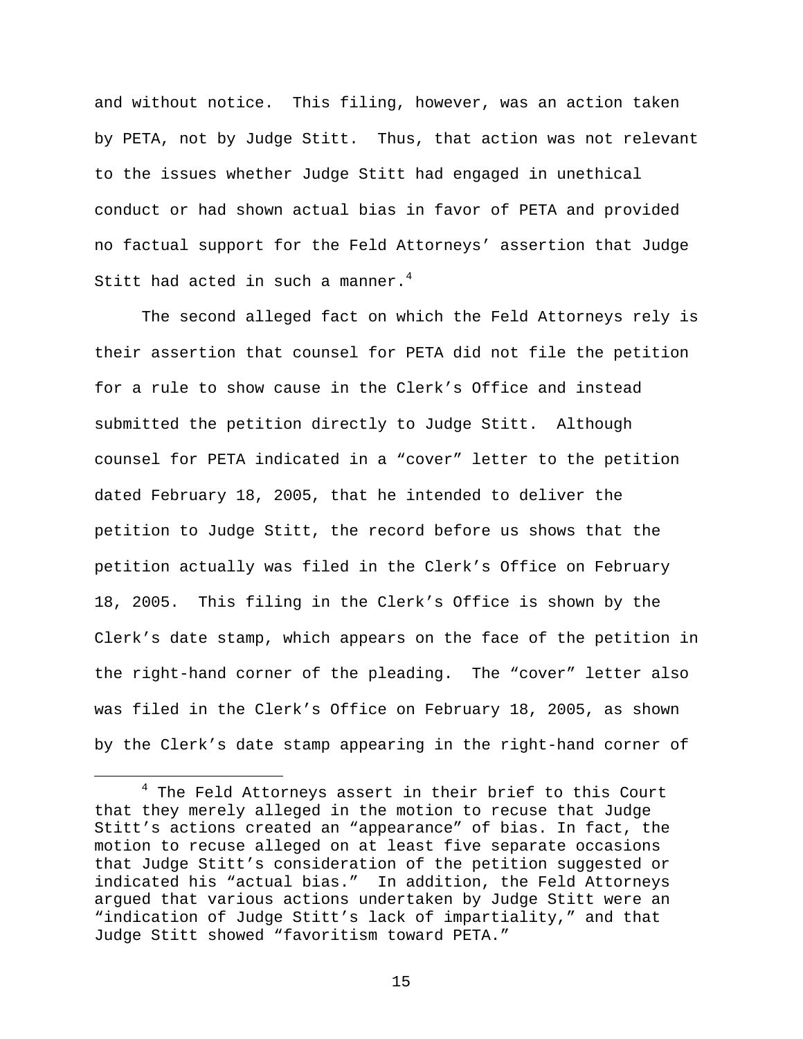and without notice. This filing, however, was an action taken by PETA, not by Judge Stitt. Thus, that action was not relevant to the issues whether Judge Stitt had engaged in unethical conduct or had shown actual bias in favor of PETA and provided no factual support for the Feld Attorneys' assertion that Judge Stitt had acted in such a manner.[4]

The second alleged fact on which the Feld Attorneys rely is their assertion that counsel for PETA did not file the petition for a rule to show cause in the Clerk's Office and instead submitted the petition directly to Judge Stitt. Although counsel for PETA indicated in a "cover" letter to the petition dated February 18, 2005, that he intended to deliver the petition to Judge Stitt, the record before us shows that the petition actually was filed in the Clerk's Office on February 18, 2005. This filing in the Clerk's Office is shown by the Clerk's date stamp, which appears on the face of the petition in the right-hand corner of the pleading. The "cover" letter also was filed in the Clerk's Office on February 18, 2005, as shown by the Clerk's date stamp appearing in the right-hand corner of

---

[4] The Feld Attorneys assert in their brief to this Court that they merely alleged in the motion to recuse that Judge Stitt's actions created an "appearance" of bias. In fact, the motion to recuse alleged on at least five separate occasions that Judge Stitt's consideration of the petition suggested or indicated his "actual bias." In addition, the Feld Attorneys argued that various actions undertaken by Judge Stitt were an "indication of Judge Stitt's lack of impartiality," and that Judge Stitt showed "favoritism toward PETA."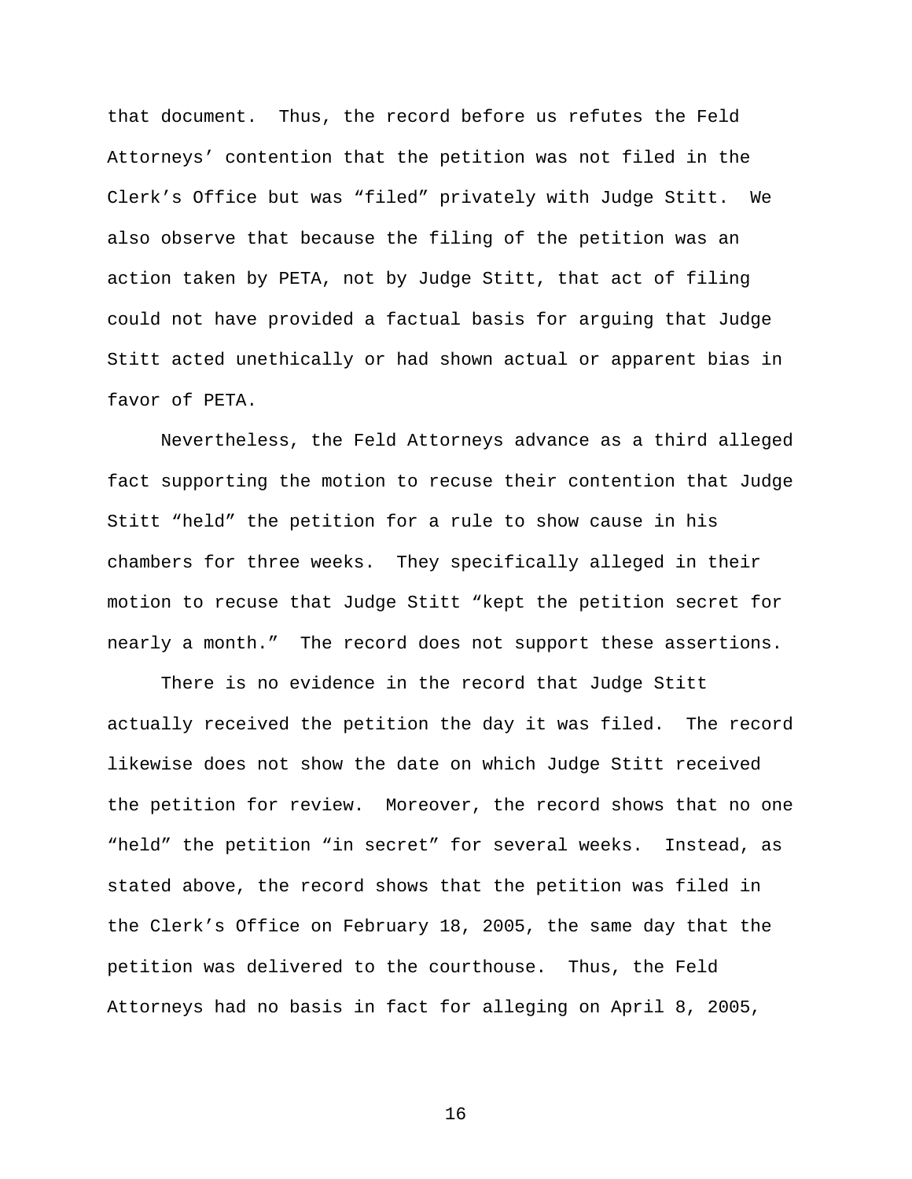that document. Thus, the record before us refutes the Feld Attorneys' contention that the petition was not filed in the Clerk's Office but was "filed" privately with Judge Stitt. We also observe that because the filing of the petition was an action taken by PETA, not by Judge Stitt, that act of filing could not have provided a factual basis for arguing that Judge Stitt acted unethically or had shown actual or apparent bias in favor of PETA.

Nevertheless, the Feld Attorneys advance as a third alleged fact supporting the motion to recuse their contention that Judge Stitt "held" the petition for a rule to show cause in his chambers for three weeks. They specifically alleged in their motion to recuse that Judge Stitt "kept the petition secret for nearly a month." The record does not support these assertions.

There is no evidence in the record that Judge Stitt actually received the petition the day it was filed. The record likewise does not show the date on which Judge Stitt received the petition for review. Moreover, the record shows that no one "held" the petition "in secret" for several weeks. Instead, as stated above, the record shows that the petition was filed in the Clerk's Office on February 18, 2005, the same day that the petition was delivered to the courthouse. Thus, the Feld Attorneys had no basis in fact for alleging on April 8, 2005,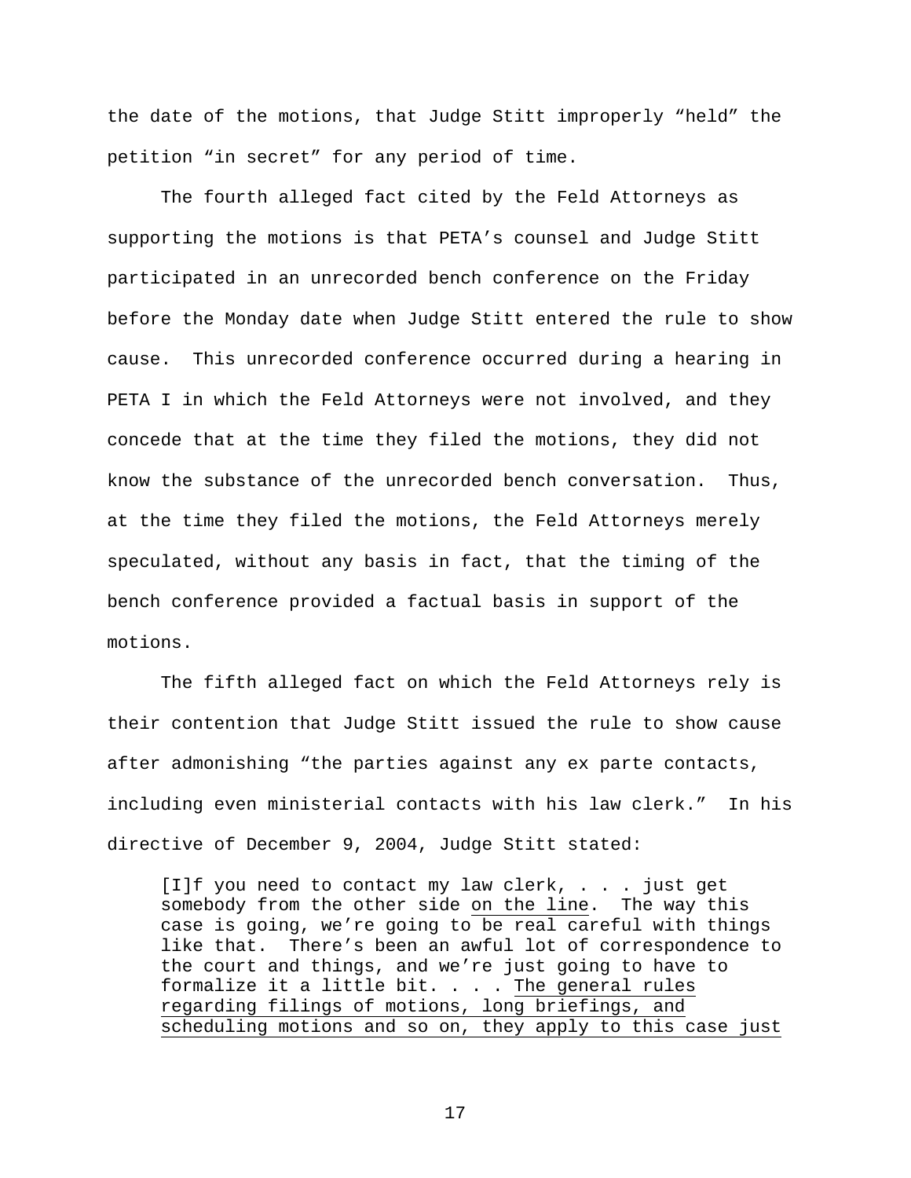the date of the motions, that Judge Stitt improperly "held" the petition "in secret" for any period of time.

The fourth alleged fact cited by the Feld Attorneys as supporting the motions is that PETA's counsel and Judge Stitt participated in an unrecorded bench conference on the Friday before the Monday date when Judge Stitt entered the rule to show cause. This unrecorded conference occurred during a hearing in PETA I in which the Feld Attorneys were not involved, and they concede that at the time they filed the motions, they did not know the substance of the unrecorded bench conversation. Thus, at the time they filed the motions, the Feld Attorneys merely speculated, without any basis in fact, that the timing of the bench conference provided a factual basis in support of the motions.

The fifth alleged fact on which the Feld Attorneys rely is their contention that Judge Stitt issued the rule to show cause after admonishing "the parties against any ex parte contacts, including even ministerial contacts with his law clerk." In his directive of December 9, 2004, Judge Stitt stated:

> [I]f you need to contact my law clerk, . . . just get somebody from the other side <u>on the line</u>. The way this case is going, we're going to <u>be real careful</u> with things like that. There's been an awful lot of correspondence to the court and things, and we're just going to have to formalize it a little bit. . . . <u>The general rules regarding filings of motions, long briefings, and scheduling motions and so on, they apply to this case just</u>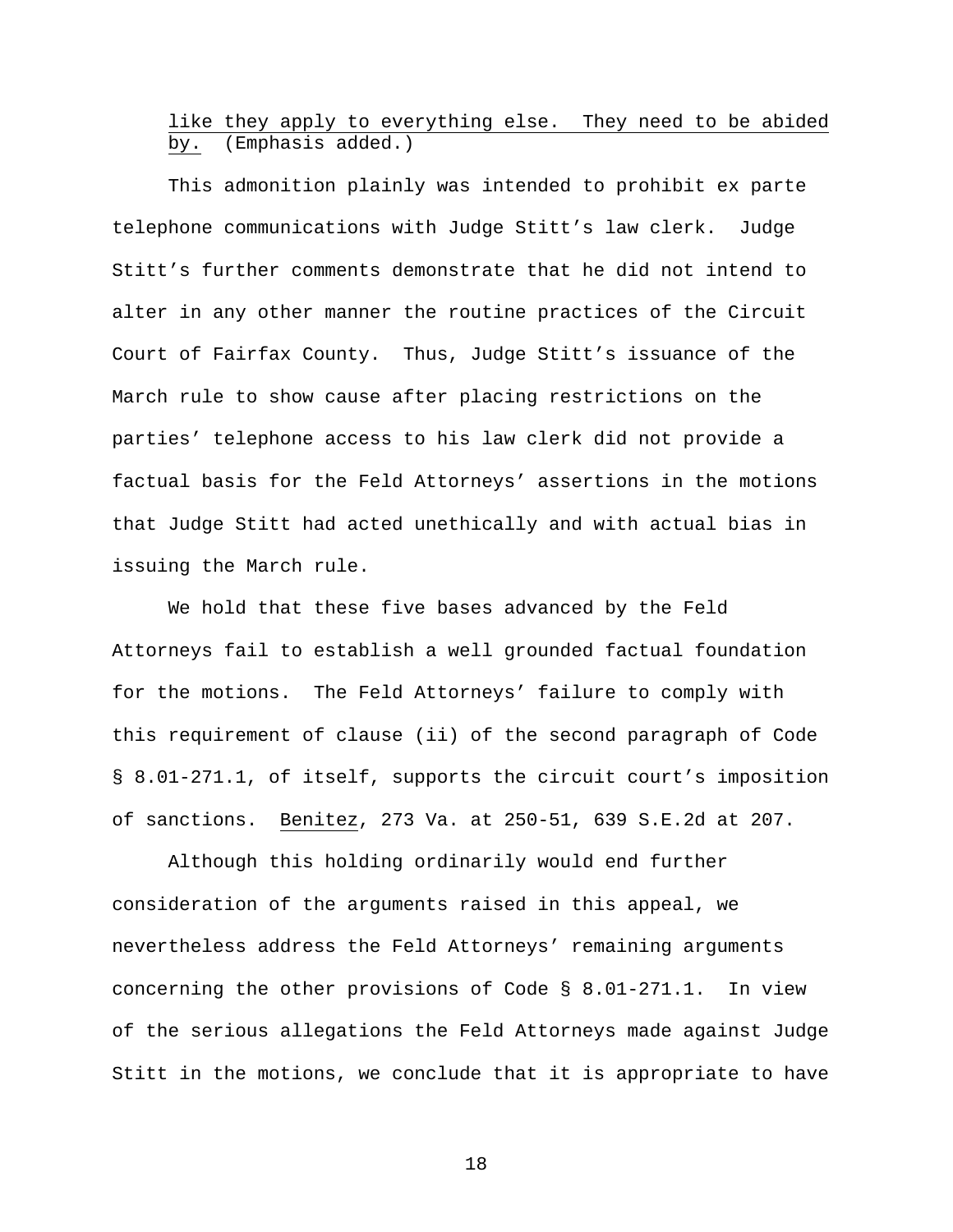like they apply to everything else. They need to be abided by. (Emphasis added.)

This admonition plainly was intended to prohibit ex parte telephone communications with Judge Stitt's law clerk. Judge Stitt's further comments demonstrate that he did not intend to alter in any other manner the routine practices of the Circuit Court of Fairfax County. Thus, Judge Stitt's issuance of the March rule to show cause after placing restrictions on the parties' telephone access to his law clerk did not provide a factual basis for the Feld Attorneys' assertions in the motions that Judge Stitt had acted unethically and with actual bias in issuing the March rule.

We hold that these five bases advanced by the Feld Attorneys fail to establish a well grounded factual foundation for the motions. The Feld Attorneys' failure to comply with this requirement of clause (ii) of the second paragraph of Code § 8.01-271.1, of itself, supports the circuit court's imposition of sanctions. Benitez, 273 Va. at 250-51, 639 S.E.2d at 207.

Although this holding ordinarily would end further consideration of the arguments raised in this appeal, we nevertheless address the Feld Attorneys' remaining arguments concerning the other provisions of Code § 8.01-271.1. In view of the serious allegations the Feld Attorneys made against Judge Stitt in the motions, we conclude that it is appropriate to have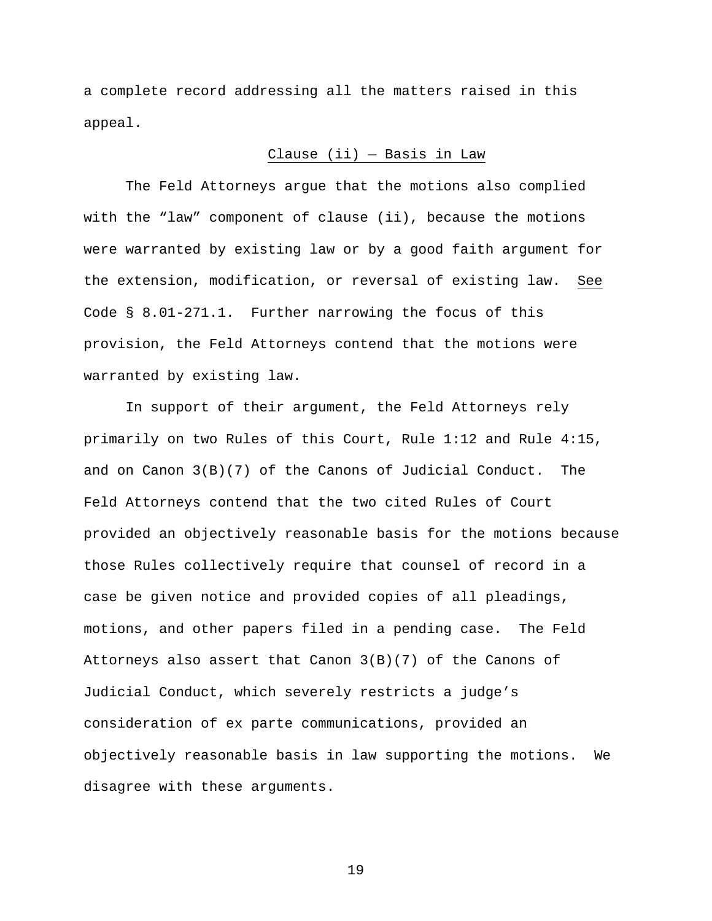a complete record addressing all the matters raised in this appeal.

Clause (ii) — Basis in Law

The Feld Attorneys argue that the motions also complied with the "law" component of clause (ii), because the motions were warranted by existing law or by a good faith argument for the extension, modification, or reversal of existing law. See Code § 8.01-271.1. Further narrowing the focus of this provision, the Feld Attorneys contend that the motions were warranted by existing law.

In support of their argument, the Feld Attorneys rely primarily on two Rules of this Court, Rule 1:12 and Rule 4:15, and on Canon 3(B)(7) of the Canons of Judicial Conduct. The Feld Attorneys contend that the two cited Rules of Court provided an objectively reasonable basis for the motions because those Rules collectively require that counsel of record in a case be given notice and provided copies of all pleadings, motions, and other papers filed in a pending case. The Feld Attorneys also assert that Canon 3(B)(7) of the Canons of Judicial Conduct, which severely restricts a judge's consideration of ex parte communications, provided an objectively reasonable basis in law supporting the motions. We disagree with these arguments.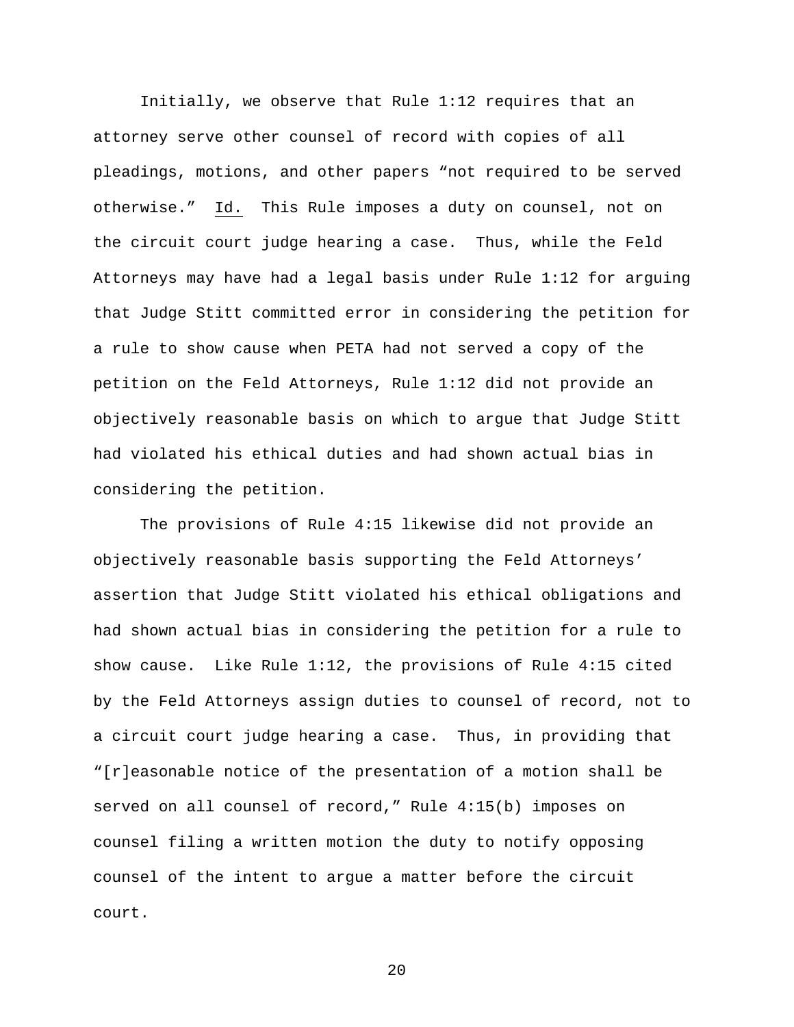Initially, we observe that Rule 1:12 requires that an attorney serve other counsel of record with copies of all pleadings, motions, and other papers "not required to be served otherwise." Id. This Rule imposes a duty on counsel, not on the circuit court judge hearing a case. Thus, while the Feld Attorneys may have had a legal basis under Rule 1:12 for arguing that Judge Stitt committed error in considering the petition for a rule to show cause when PETA had not served a copy of the petition on the Feld Attorneys, Rule 1:12 did not provide an objectively reasonable basis on which to argue that Judge Stitt had violated his ethical duties and had shown actual bias in considering the petition.

The provisions of Rule 4:15 likewise did not provide an objectively reasonable basis supporting the Feld Attorneys' assertion that Judge Stitt violated his ethical obligations and had shown actual bias in considering the petition for a rule to show cause. Like Rule 1:12, the provisions of Rule 4:15 cited by the Feld Attorneys assign duties to counsel of record, not to a circuit court judge hearing a case. Thus, in providing that "[r]easonable notice of the presentation of a motion shall be served on all counsel of record," Rule 4:15(b) imposes on counsel filing a written motion the duty to notify opposing counsel of the intent to argue a matter before the circuit court.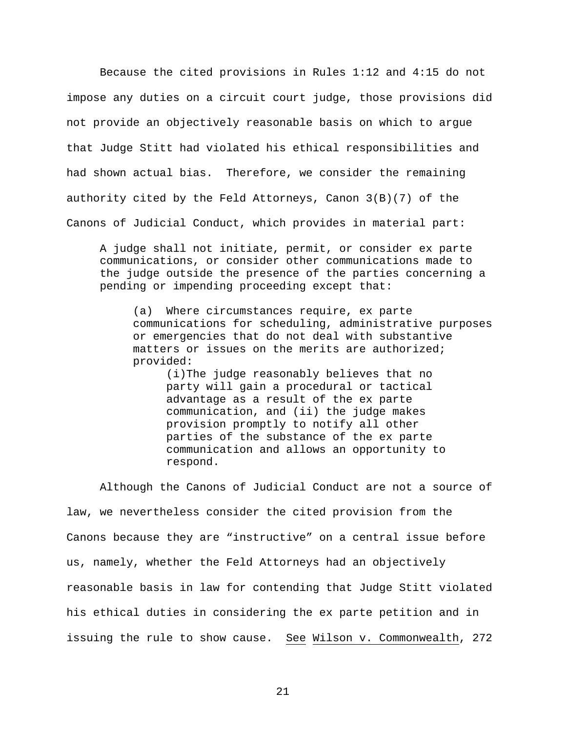Because the cited provisions in Rules 1:12 and 4:15 do not impose any duties on a circuit court judge, those provisions did not provide an objectively reasonable basis on which to argue that Judge Stitt had violated his ethical responsibilities and had shown actual bias. Therefore, we consider the remaining authority cited by the Feld Attorneys, Canon 3(B)(7) of the Canons of Judicial Conduct, which provides in material part:

> A judge shall not initiate, permit, or consider ex parte communications, or consider other communications made to the judge outside the presence of the parties concerning a pending or impending proceeding except that:
>
> > (a) Where circumstances require, ex parte communications for scheduling, administrative purposes or emergencies that do not deal with substantive matters or issues on the merits are authorized; provided:
> >
> > > (i)The judge reasonably believes that no party will gain a procedural or tactical advantage as a result of the ex parte communication, and (ii) the judge makes provision promptly to notify all other parties of the substance of the ex parte communication and allows an opportunity to respond.

Although the Canons of Judicial Conduct are not a source of law, we nevertheless consider the cited provision from the Canons because they are "instructive" on a central issue before us, namely, whether the Feld Attorneys had an objectively reasonable basis in law for contending that Judge Stitt violated his ethical duties in considering the ex parte petition and in issuing the rule to show cause. See Wilson v. Commonwealth, 272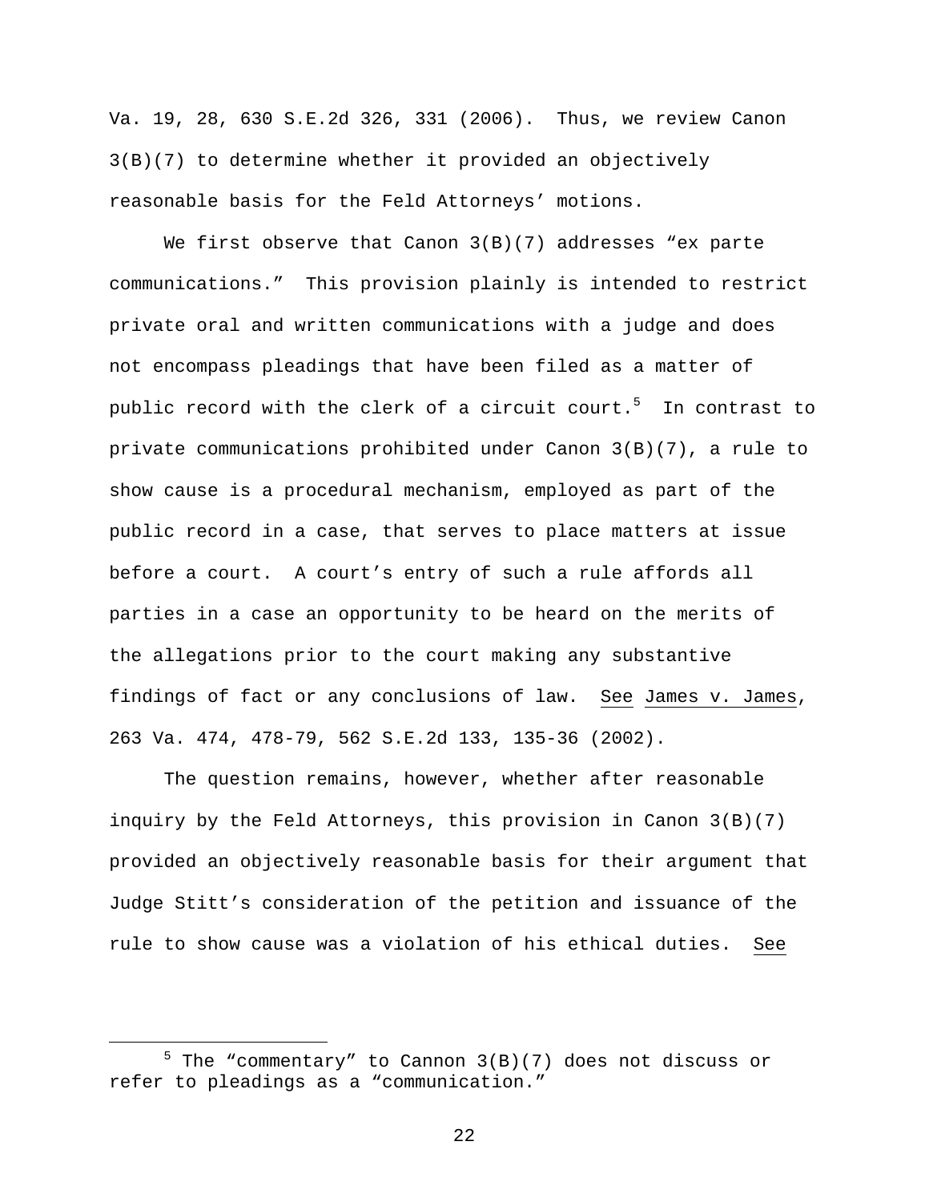Va. 19, 28, 630 S.E.2d 326, 331 (2006). Thus, we review Canon 3(B)(7) to determine whether it provided an objectively reasonable basis for the Feld Attorneys' motions.

We first observe that Canon 3(B)(7) addresses "ex parte communications." This provision plainly is intended to restrict private oral and written communications with a judge and does not encompass pleadings that have been filed as a matter of public record with the clerk of a circuit court.[5] In contrast to private communications prohibited under Canon 3(B)(7), a rule to show cause is a procedural mechanism, employed as part of the public record in a case, that serves to place matters at issue before a court. A court's entry of such a rule affords all parties in a case an opportunity to be heard on the merits of the allegations prior to the court making any substantive findings of fact or any conclusions of law. See James v. James, 263 Va. 474, 478-79, 562 S.E.2d 133, 135-36 (2002).

The question remains, however, whether after reasonable inquiry by the Feld Attorneys, this provision in Canon 3(B)(7) provided an objectively reasonable basis for their argument that Judge Stitt's consideration of the petition and issuance of the rule to show cause was a violation of his ethical duties. See

---

[5] The "commentary" to Cannon 3(B)(7) does not discuss or refer to pleadings as a "communication."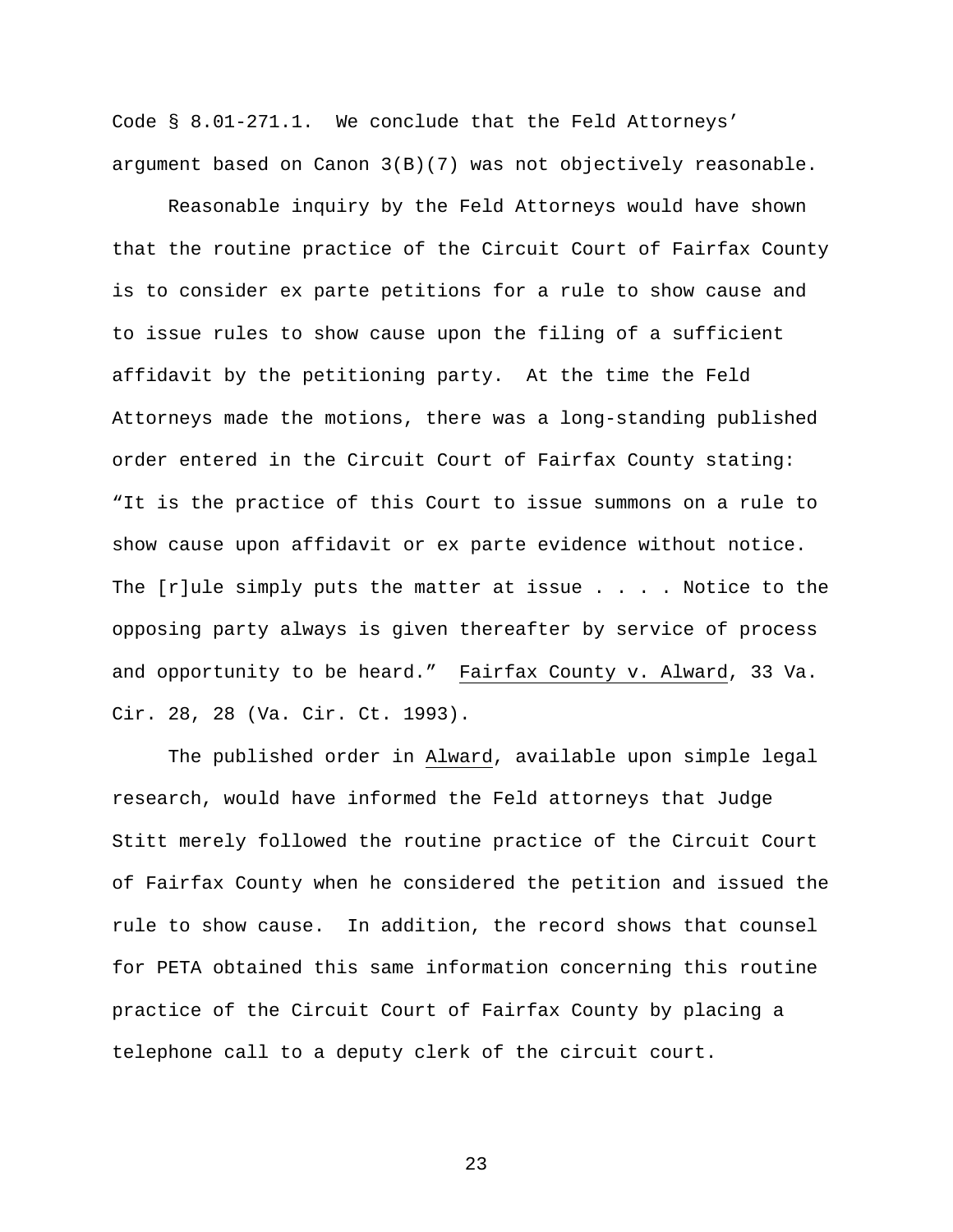Code § 8.01-271.1. We conclude that the Feld Attorneys' argument based on Canon 3(B)(7) was not objectively reasonable.

Reasonable inquiry by the Feld Attorneys would have shown that the routine practice of the Circuit Court of Fairfax County is to consider ex parte petitions for a rule to show cause and to issue rules to show cause upon the filing of a sufficient affidavit by the petitioning party. At the time the Feld Attorneys made the motions, there was a long-standing published order entered in the Circuit Court of Fairfax County stating: "It is the practice of this Court to issue summons on a rule to show cause upon affidavit or ex parte evidence without notice. The [r]ule simply puts the matter at issue . . . . Notice to the opposing party always is given thereafter by service of process and opportunity to be heard." <u>Fairfax County v. Alward</u>, 33 Va. Cir. 28, 28 (Va. Cir. Ct. 1993).

The published order in <u>Alward</u>, available upon simple legal research, would have informed the Feld attorneys that Judge Stitt merely followed the routine practice of the Circuit Court of Fairfax County when he considered the petition and issued the rule to show cause. In addition, the record shows that counsel for PETA obtained this same information concerning this routine practice of the Circuit Court of Fairfax County by placing a telephone call to a deputy clerk of the circuit court.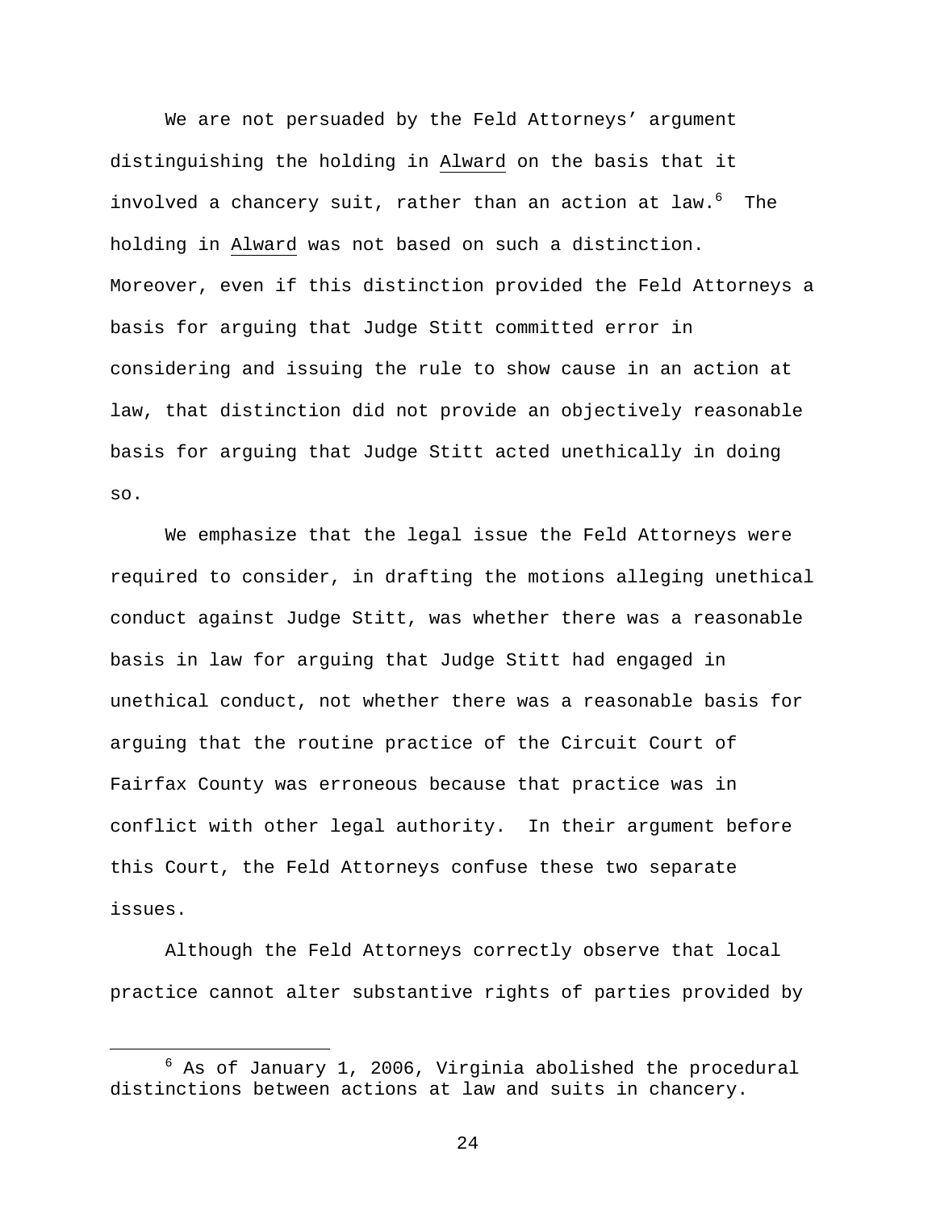We are not persuaded by the Feld Attorneys' argument distinguishing the holding in Alward on the basis that it involved a chancery suit, rather than an action at law.[6] The holding in Alward was not based on such a distinction. Moreover, even if this distinction provided the Feld Attorneys a basis for arguing that Judge Stitt committed error in considering and issuing the rule to show cause in an action at law, that distinction did not provide an objectively reasonable basis for arguing that Judge Stitt acted unethically in doing so.

We emphasize that the legal issue the Feld Attorneys were required to consider, in drafting the motions alleging unethical conduct against Judge Stitt, was whether there was a reasonable basis in law for arguing that Judge Stitt had engaged in unethical conduct, not whether there was a reasonable basis for arguing that the routine practice of the Circuit Court of Fairfax County was erroneous because that practice was in conflict with other legal authority. In their argument before this Court, the Feld Attorneys confuse these two separate issues.

Although the Feld Attorneys correctly observe that local practice cannot alter substantive rights of parties provided by

---

[6] As of January 1, 2006, Virginia abolished the procedural distinctions between actions at law and suits in chancery.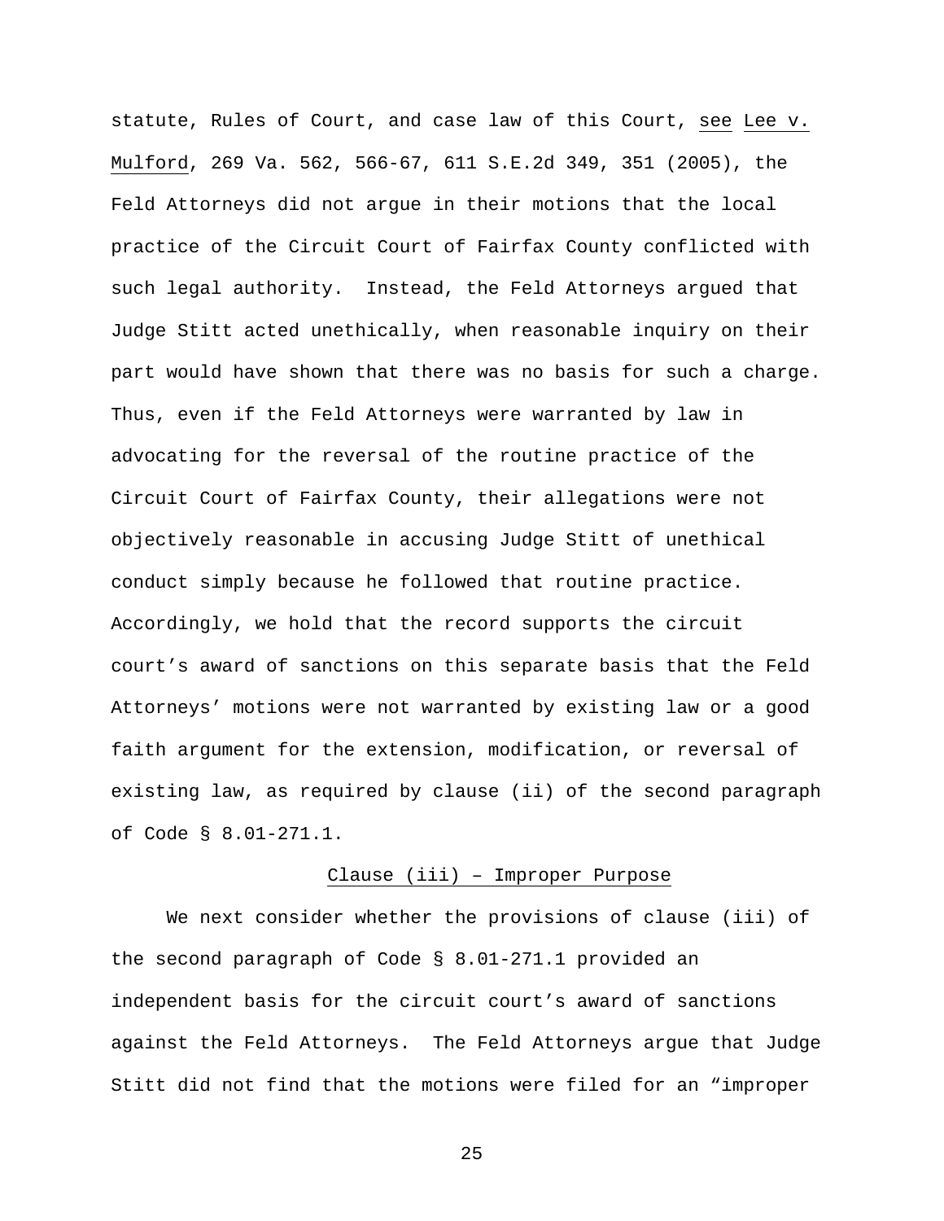statute, Rules of Court, and case law of this Court, _see_ _Lee v. Mulford_, 269 Va. 562, 566-67, 611 S.E.2d 349, 351 (2005), the Feld Attorneys did not argue in their motions that the local practice of the Circuit Court of Fairfax County conflicted with such legal authority. Instead, the Feld Attorneys argued that Judge Stitt acted unethically, when reasonable inquiry on their part would have shown that there was no basis for such a charge. Thus, even if the Feld Attorneys were warranted by law in advocating for the reversal of the routine practice of the Circuit Court of Fairfax County, their allegations were not objectively reasonable in accusing Judge Stitt of unethical conduct simply because he followed that routine practice. Accordingly, we hold that the record supports the circuit court's award of sanctions on this separate basis that the Feld Attorneys' motions were not warranted by existing law or a good faith argument for the extension, modification, or reversal of existing law, as required by clause (ii) of the second paragraph of Code § 8.01-271.1.

<u>Clause (iii) – Improper Purpose</u>

We next consider whether the provisions of clause (iii) of the second paragraph of Code § 8.01-271.1 provided an independent basis for the circuit court's award of sanctions against the Feld Attorneys. The Feld Attorneys argue that Judge Stitt did not find that the motions were filed for an "improper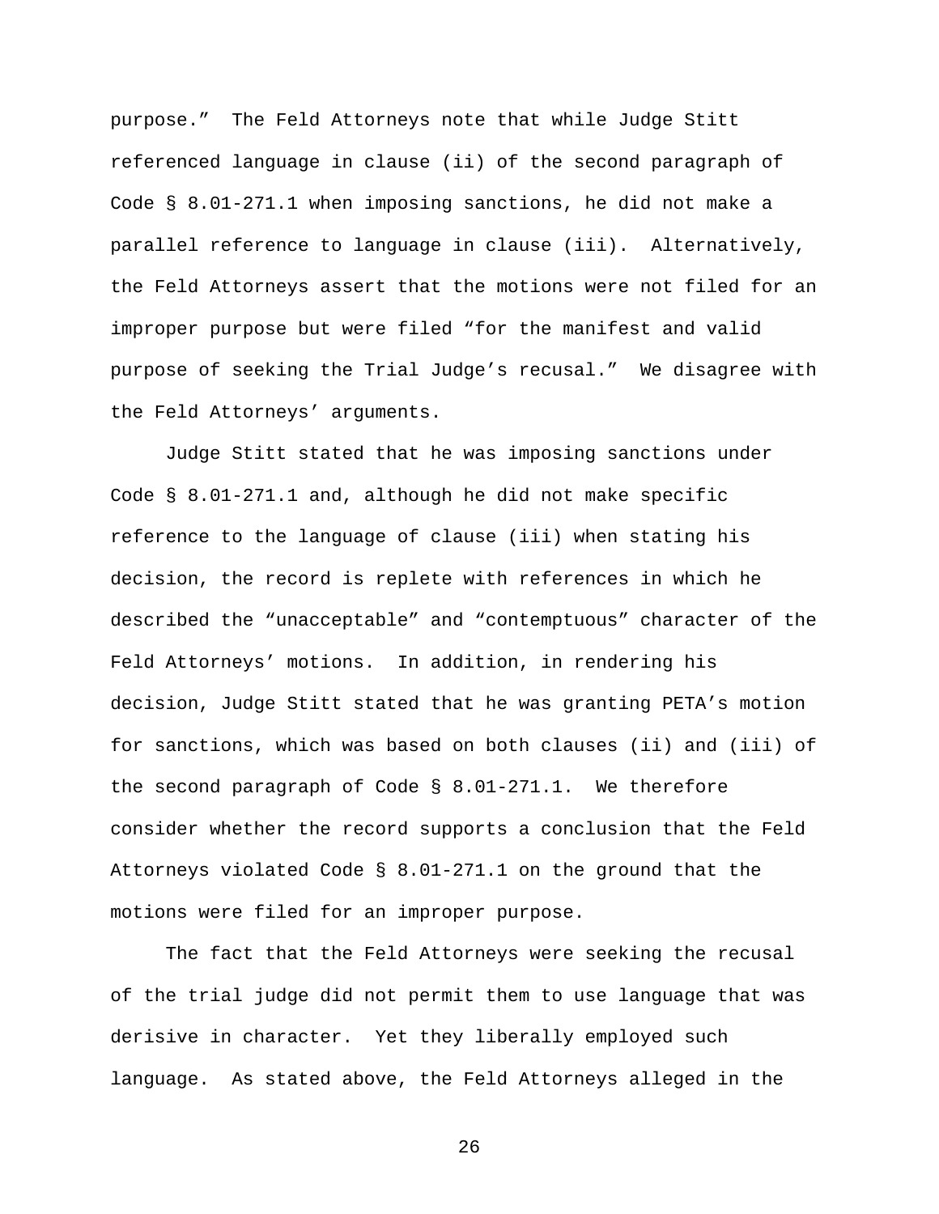purpose." The Feld Attorneys note that while Judge Stitt referenced language in clause (ii) of the second paragraph of Code § 8.01-271.1 when imposing sanctions, he did not make a parallel reference to language in clause (iii). Alternatively, the Feld Attorneys assert that the motions were not filed for an improper purpose but were filed "for the manifest and valid purpose of seeking the Trial Judge's recusal." We disagree with the Feld Attorneys' arguments.

Judge Stitt stated that he was imposing sanctions under Code § 8.01-271.1 and, although he did not make specific reference to the language of clause (iii) when stating his decision, the record is replete with references in which he described the "unacceptable" and "contemptuous" character of the Feld Attorneys' motions. In addition, in rendering his decision, Judge Stitt stated that he was granting PETA's motion for sanctions, which was based on both clauses (ii) and (iii) of the second paragraph of Code § 8.01-271.1. We therefore consider whether the record supports a conclusion that the Feld Attorneys violated Code § 8.01-271.1 on the ground that the motions were filed for an improper purpose.

The fact that the Feld Attorneys were seeking the recusal of the trial judge did not permit them to use language that was derisive in character. Yet they liberally employed such language. As stated above, the Feld Attorneys alleged in the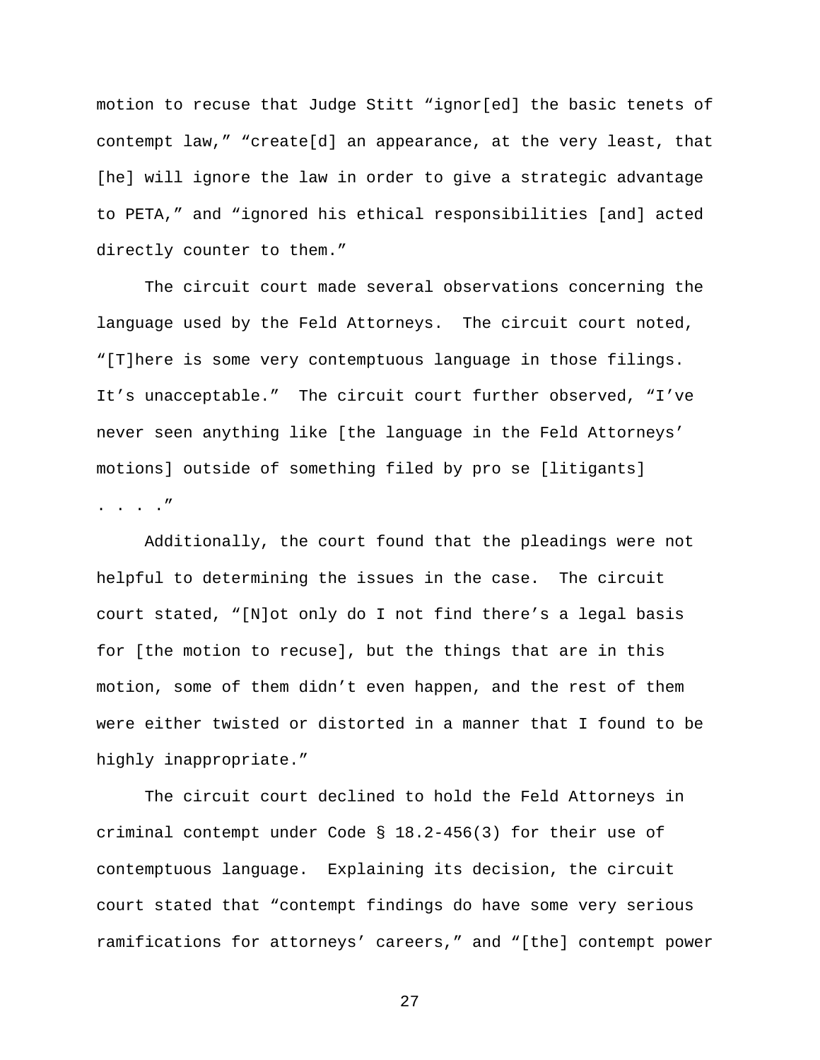motion to recuse that Judge Stitt "ignor[ed] the basic tenets of contempt law," "create[d] an appearance, at the very least, that [he] will ignore the law in order to give a strategic advantage to PETA," and "ignored his ethical responsibilities [and] acted directly counter to them."

The circuit court made several observations concerning the language used by the Feld Attorneys. The circuit court noted, "[T]here is some very contemptuous language in those filings. It's unacceptable." The circuit court further observed, "I've never seen anything like [the language in the Feld Attorneys' motions] outside of something filed by pro se [litigants] . . . ."

Additionally, the court found that the pleadings were not helpful to determining the issues in the case. The circuit court stated, "[N]ot only do I not find there's a legal basis for [the motion to recuse], but the things that are in this motion, some of them didn't even happen, and the rest of them were either twisted or distorted in a manner that I found to be highly inappropriate."

The circuit court declined to hold the Feld Attorneys in criminal contempt under Code § 18.2-456(3) for their use of contemptuous language. Explaining its decision, the circuit court stated that "contempt findings do have some very serious ramifications for attorneys' careers," and "[the] contempt power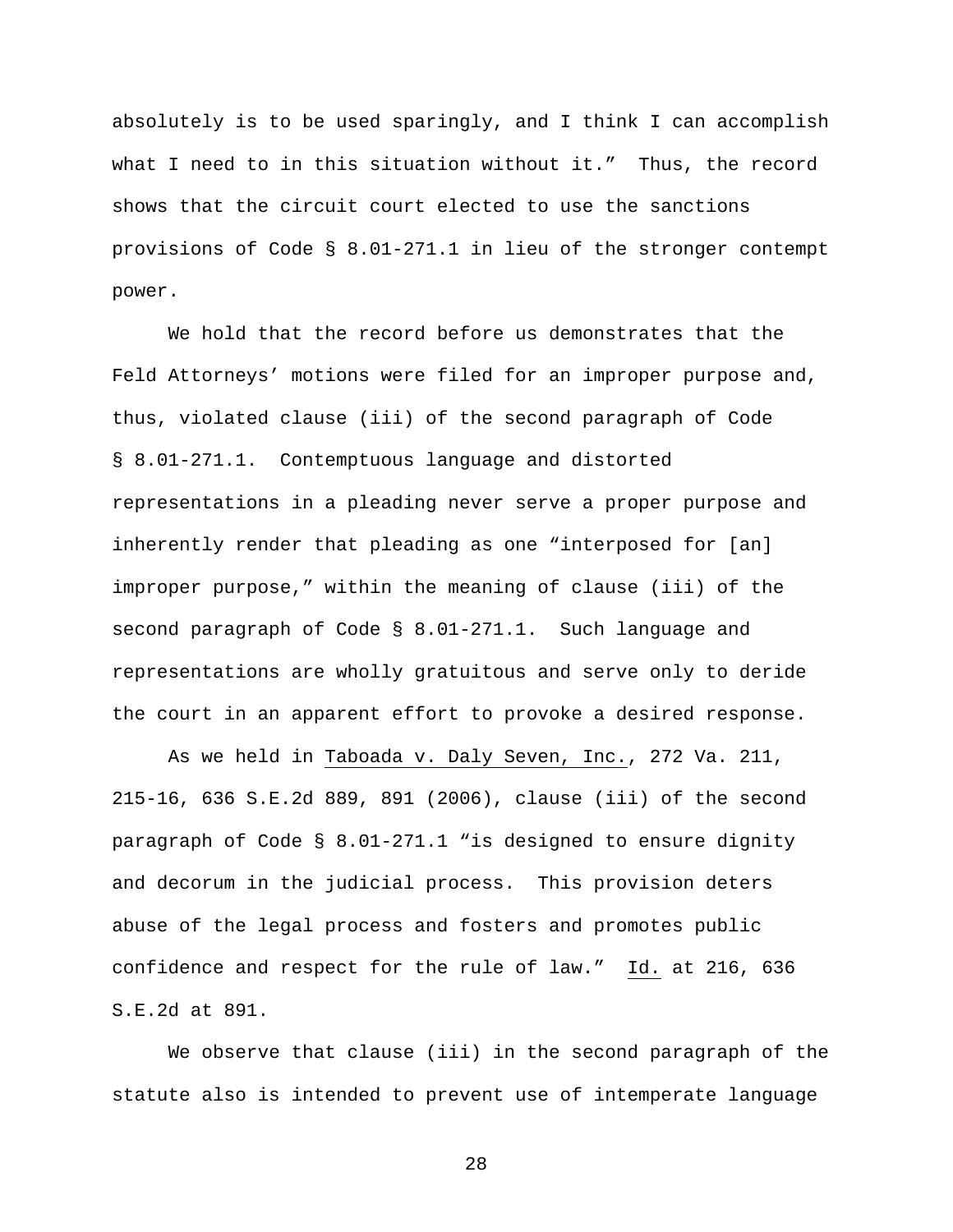absolutely is to be used sparingly, and I think I can accomplish what I need to in this situation without it." Thus, the record shows that the circuit court elected to use the sanctions provisions of Code § 8.01-271.1 in lieu of the stronger contempt power.

We hold that the record before us demonstrates that the Feld Attorneys' motions were filed for an improper purpose and, thus, violated clause (iii) of the second paragraph of Code § 8.01-271.1. Contemptuous language and distorted representations in a pleading never serve a proper purpose and inherently render that pleading as one "interposed for [an] improper purpose," within the meaning of clause (iii) of the second paragraph of Code § 8.01-271.1. Such language and representations are wholly gratuitous and serve only to deride the court in an apparent effort to provoke a desired response.

As we held in Taboada v. Daly Seven, Inc., 272 Va. 211, 215-16, 636 S.E.2d 889, 891 (2006), clause (iii) of the second paragraph of Code § 8.01-271.1 "is designed to ensure dignity and decorum in the judicial process. This provision deters abuse of the legal process and fosters and promotes public confidence and respect for the rule of law." Id. at 216, 636 S.E.2d at 891.

We observe that clause (iii) in the second paragraph of the statute also is intended to prevent use of intemperate language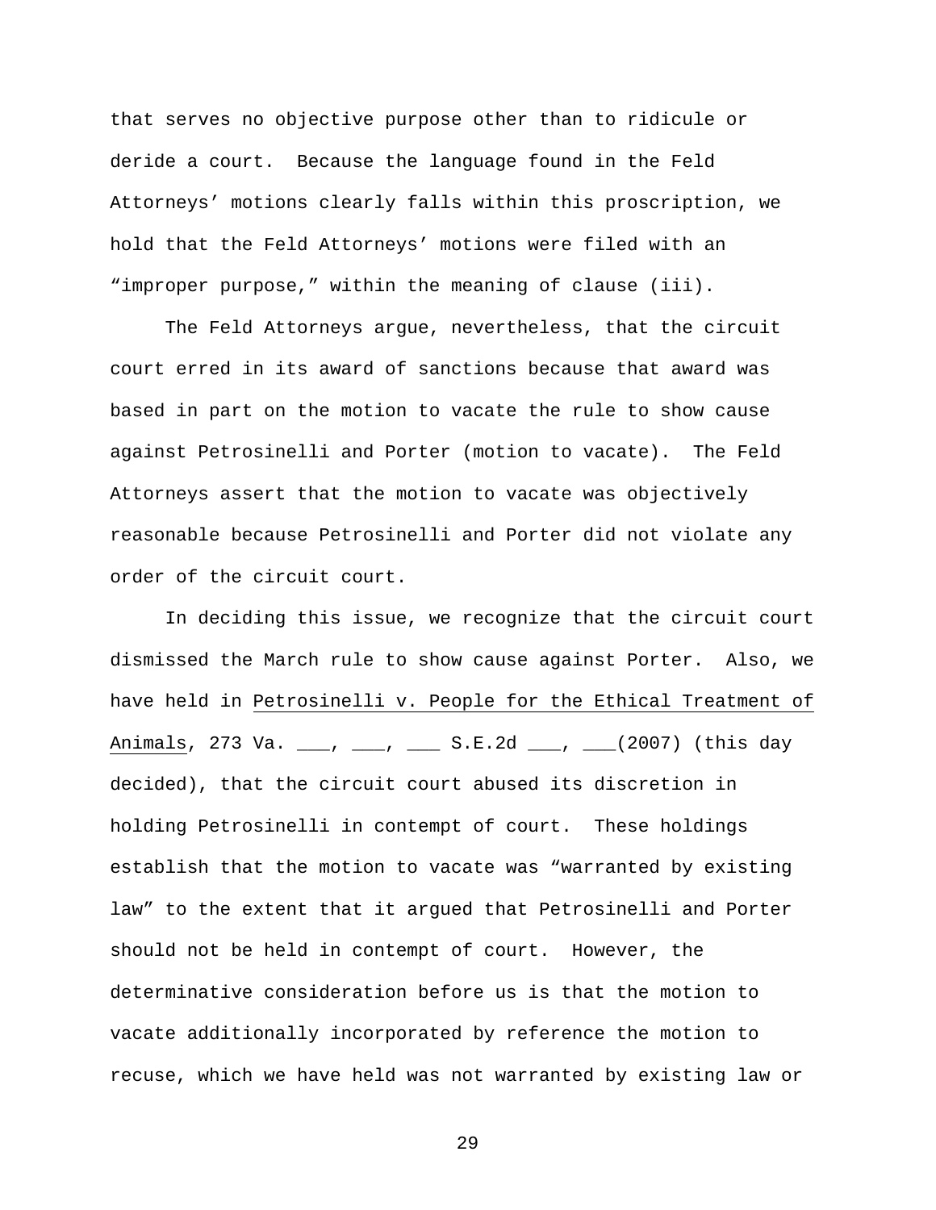that serves no objective purpose other than to ridicule or deride a court. Because the language found in the Feld Attorneys' motions clearly falls within this proscription, we hold that the Feld Attorneys' motions were filed with an "improper purpose," within the meaning of clause (iii).

The Feld Attorneys argue, nevertheless, that the circuit court erred in its award of sanctions because that award was based in part on the motion to vacate the rule to show cause against Petrosinelli and Porter (motion to vacate). The Feld Attorneys assert that the motion to vacate was objectively reasonable because Petrosinelli and Porter did not violate any order of the circuit court.

In deciding this issue, we recognize that the circuit court dismissed the March rule to show cause against Porter. Also, we have held in Petrosinelli v. People for the Ethical Treatment of Animals, 273 Va. ___, ___, ___ S.E.2d ___, ___(2007) (this day decided), that the circuit court abused its discretion in holding Petrosinelli in contempt of court. These holdings establish that the motion to vacate was "warranted by existing law" to the extent that it argued that Petrosinelli and Porter should not be held in contempt of court. However, the determinative consideration before us is that the motion to vacate additionally incorporated by reference the motion to recuse, which we have held was not warranted by existing law or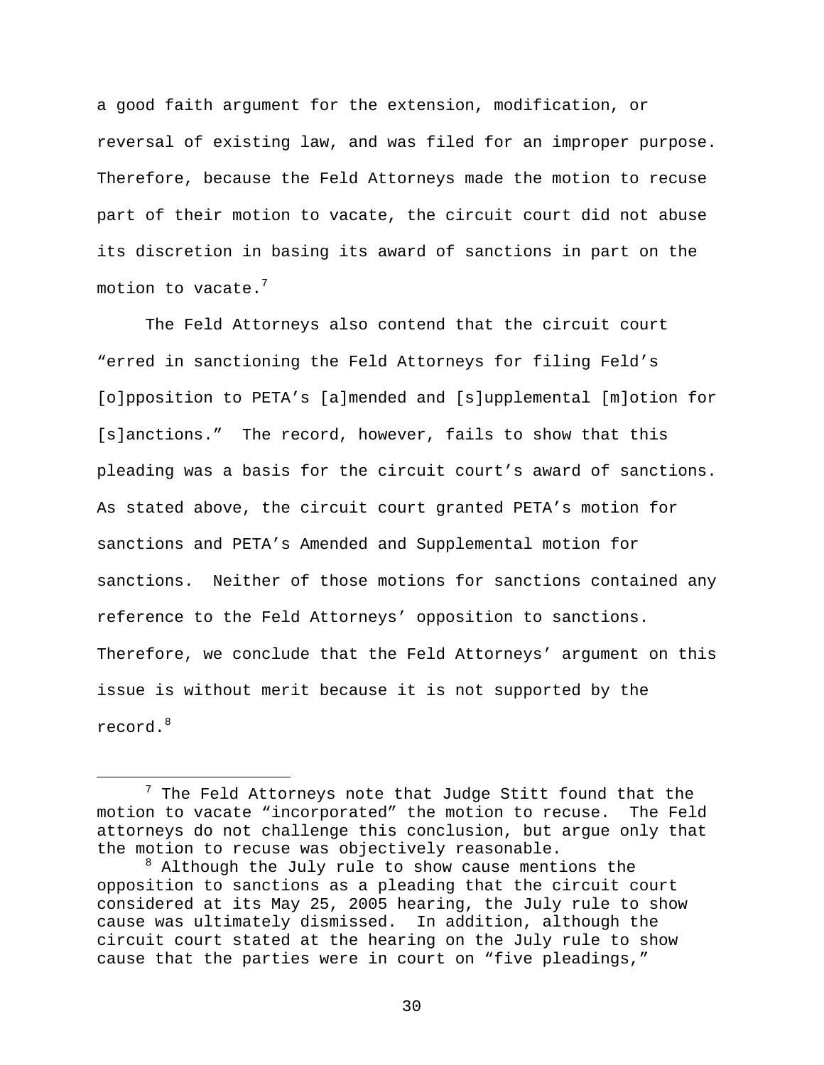a good faith argument for the extension, modification, or reversal of existing law, and was filed for an improper purpose. Therefore, because the Feld Attorneys made the motion to recuse part of their motion to vacate, the circuit court did not abuse its discretion in basing its award of sanctions in part on the motion to vacate.[7]

The Feld Attorneys also contend that the circuit court "erred in sanctioning the Feld Attorneys for filing Feld's [o]pposition to PETA's [a]mended and [s]upplemental [m]otion for [s]anctions." The record, however, fails to show that this pleading was a basis for the circuit court's award of sanctions. As stated above, the circuit court granted PETA's motion for sanctions and PETA's Amended and Supplemental motion for sanctions. Neither of those motions for sanctions contained any reference to the Feld Attorneys' opposition to sanctions. Therefore, we conclude that the Feld Attorneys' argument on this issue is without merit because it is not supported by the record.[8]

---

[7] The Feld Attorneys note that Judge Stitt found that the motion to vacate "incorporated" the motion to recuse. The Feld attorneys do not challenge this conclusion, but argue only that the motion to recuse was objectively reasonable.

[8] Although the July rule to show cause mentions the opposition to sanctions as a pleading that the circuit court considered at its May 25, 2005 hearing, the July rule to show cause was ultimately dismissed. In addition, although the circuit court stated at the hearing on the July rule to show cause that the parties were in court on "five pleadings,"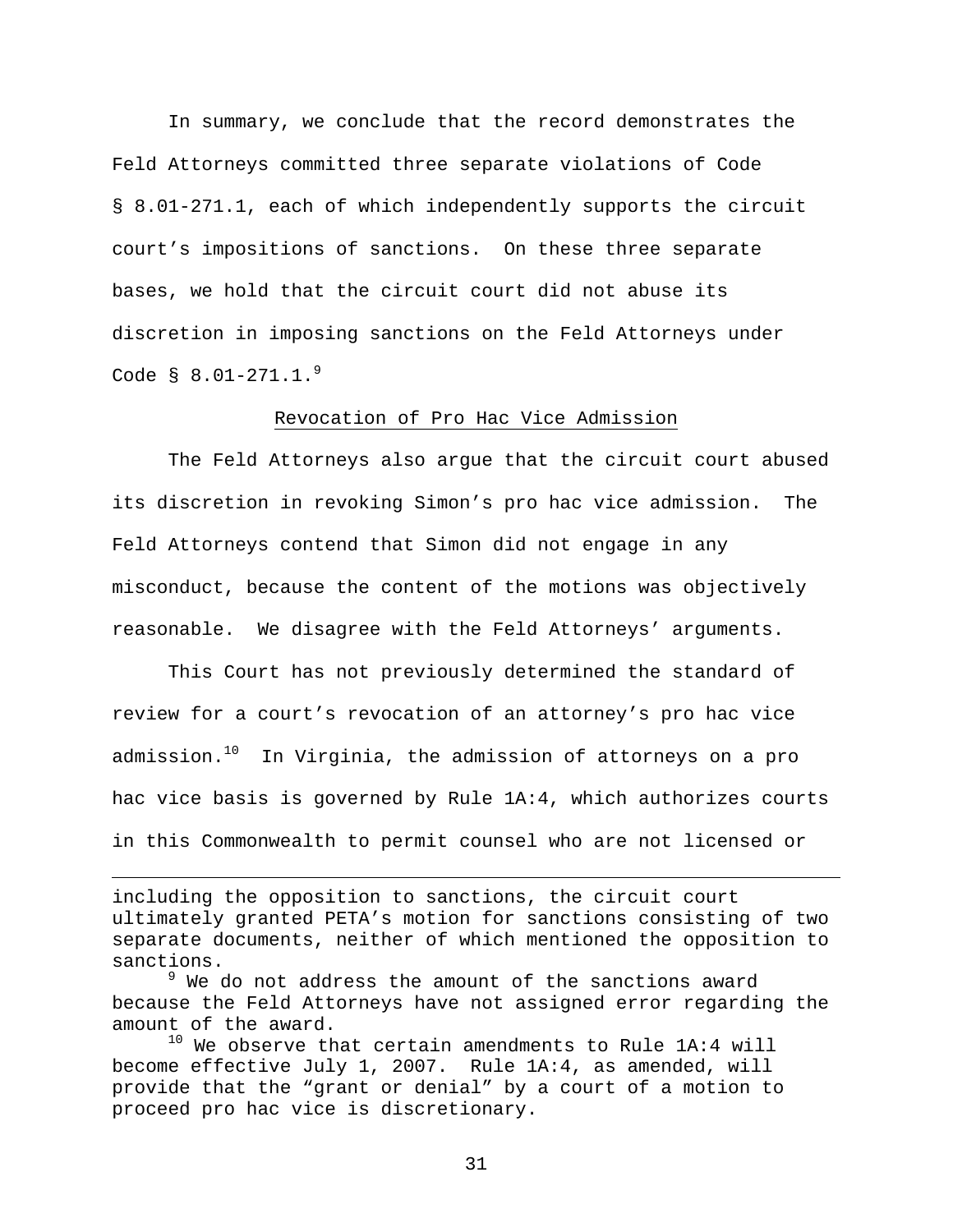In summary, we conclude that the record demonstrates the Feld Attorneys committed three separate violations of Code § 8.01-271.1, each of which independently supports the circuit court's impositions of sanctions. On these three separate bases, we hold that the circuit court did not abuse its discretion in imposing sanctions on the Feld Attorneys under Code § 8.01-271.1.[9]

Revocation of Pro Hac Vice Admission

The Feld Attorneys also argue that the circuit court abused its discretion in revoking Simon's pro hac vice admission. The Feld Attorneys contend that Simon did not engage in any misconduct, because the content of the motions was objectively reasonable. We disagree with the Feld Attorneys' arguments.

This Court has not previously determined the standard of review for a court's revocation of an attorney's pro hac vice admission.[10] In Virginia, the admission of attorneys on a pro hac vice basis is governed by Rule 1A:4, which authorizes courts in this Commonwealth to permit counsel who are not licensed or

---

including the opposition to sanctions, the circuit court ultimately granted PETA's motion for sanctions consisting of two separate documents, neither of which mentioned the opposition to sanctions.

[9] We do not address the amount of the sanctions award because the Feld Attorneys have not assigned error regarding the amount of the award.

[10] We observe that certain amendments to Rule 1A:4 will become effective July 1, 2007. Rule 1A:4, as amended, will provide that the "grant or denial" by a court of a motion to proceed pro hac vice is discretionary.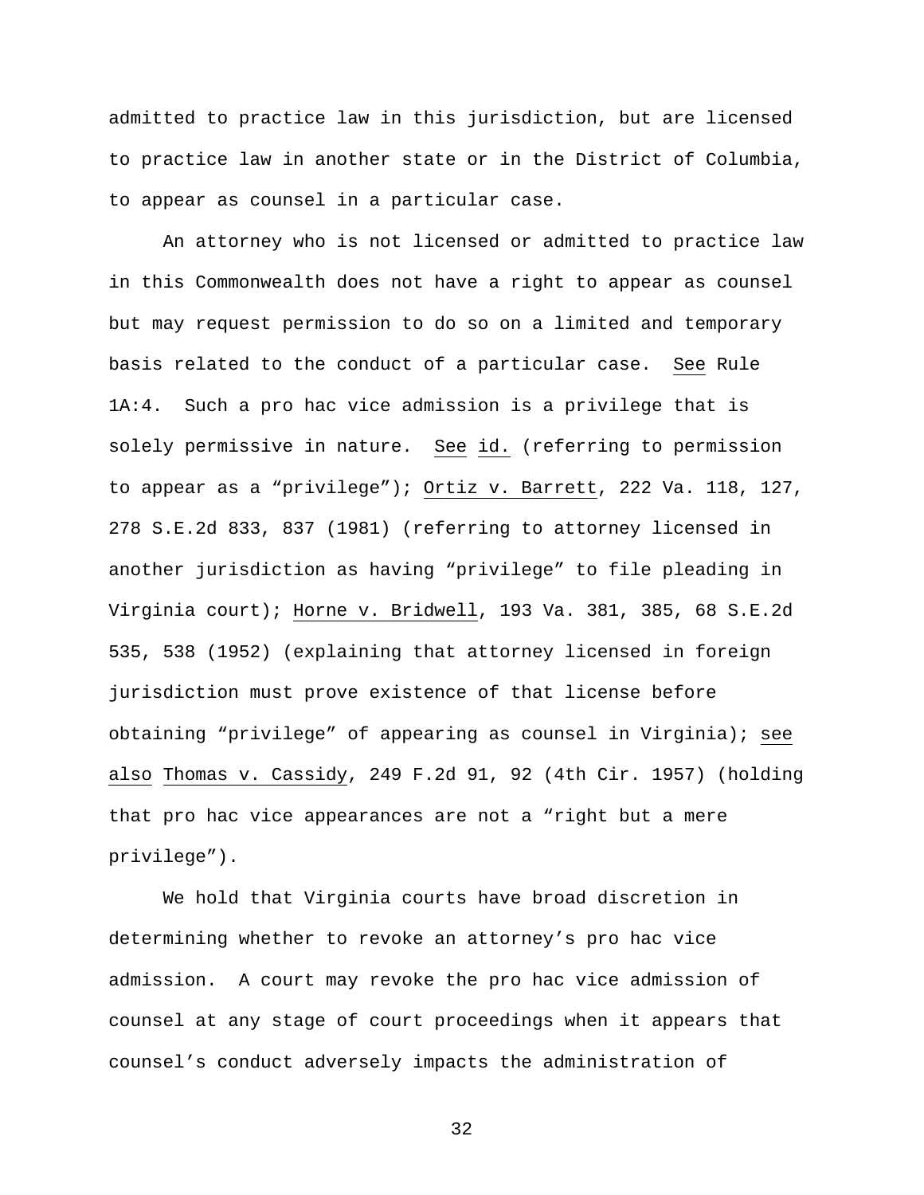admitted to practice law in this jurisdiction, but are licensed to practice law in another state or in the District of Columbia, to appear as counsel in a particular case.

An attorney who is not licensed or admitted to practice law in this Commonwealth does not have a right to appear as counsel but may request permission to do so on a limited and temporary basis related to the conduct of a particular case. See Rule 1A:4. Such a pro hac vice admission is a privilege that is solely permissive in nature. See id. (referring to permission to appear as a "privilege"); Ortiz v. Barrett, 222 Va. 118, 127, 278 S.E.2d 833, 837 (1981) (referring to attorney licensed in another jurisdiction as having "privilege" to file pleading in Virginia court); Horne v. Bridwell, 193 Va. 381, 385, 68 S.E.2d 535, 538 (1952) (explaining that attorney licensed in foreign jurisdiction must prove existence of that license before obtaining "privilege" of appearing as counsel in Virginia); see also Thomas v. Cassidy, 249 F.2d 91, 92 (4th Cir. 1957) (holding that pro hac vice appearances are not a "right but a mere privilege").

We hold that Virginia courts have broad discretion in determining whether to revoke an attorney's pro hac vice admission. A court may revoke the pro hac vice admission of counsel at any stage of court proceedings when it appears that counsel's conduct adversely impacts the administration of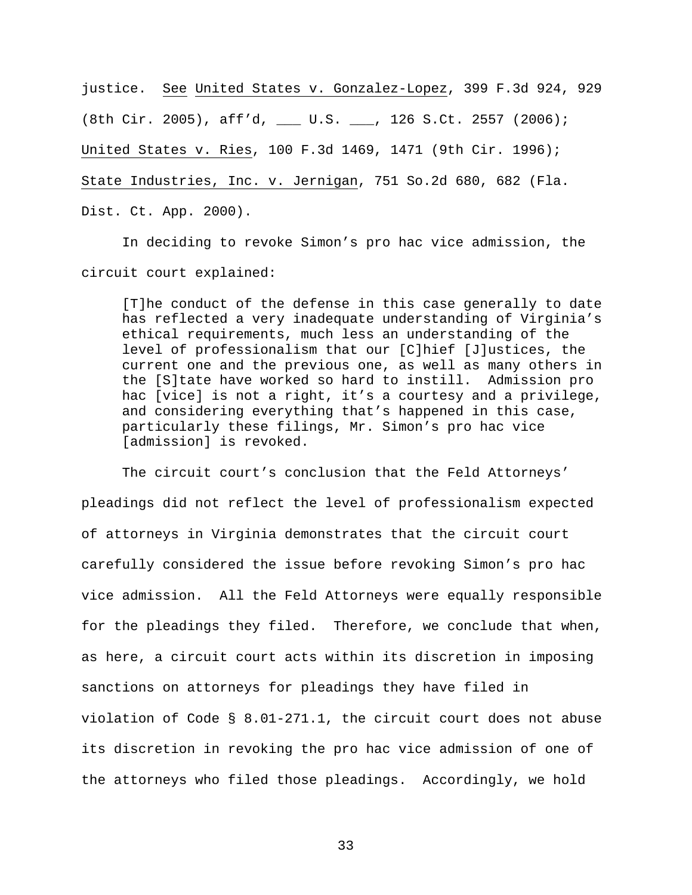justice. See United States v. Gonzalez-Lopez, 399 F.3d 924, 929 (8th Cir. 2005), aff'd, ___ U.S. ___, 126 S.Ct. 2557 (2006); United States v. Ries, 100 F.3d 1469, 1471 (9th Cir. 1996); State Industries, Inc. v. Jernigan, 751 So.2d 680, 682 (Fla. Dist. Ct. App. 2000).

In deciding to revoke Simon's pro hac vice admission, the circuit court explained:

> [T]he conduct of the defense in this case generally to date has reflected a very inadequate understanding of Virginia's ethical requirements, much less an understanding of the level of professionalism that our [C]hief [J]ustices, the current one and the previous one, as well as many others in the [S]tate have worked so hard to instill. Admission pro hac [vice] is not a right, it's a courtesy and a privilege, and considering everything that's happened in this case, particularly these filings, Mr. Simon's pro hac vice [admission] is revoked.

The circuit court's conclusion that the Feld Attorneys' pleadings did not reflect the level of professionalism expected of attorneys in Virginia demonstrates that the circuit court carefully considered the issue before revoking Simon's pro hac vice admission. All the Feld Attorneys were equally responsible for the pleadings they filed. Therefore, we conclude that when, as here, a circuit court acts within its discretion in imposing sanctions on attorneys for pleadings they have filed in violation of Code § 8.01-271.1, the circuit court does not abuse its discretion in revoking the pro hac vice admission of one of the attorneys who filed those pleadings. Accordingly, we hold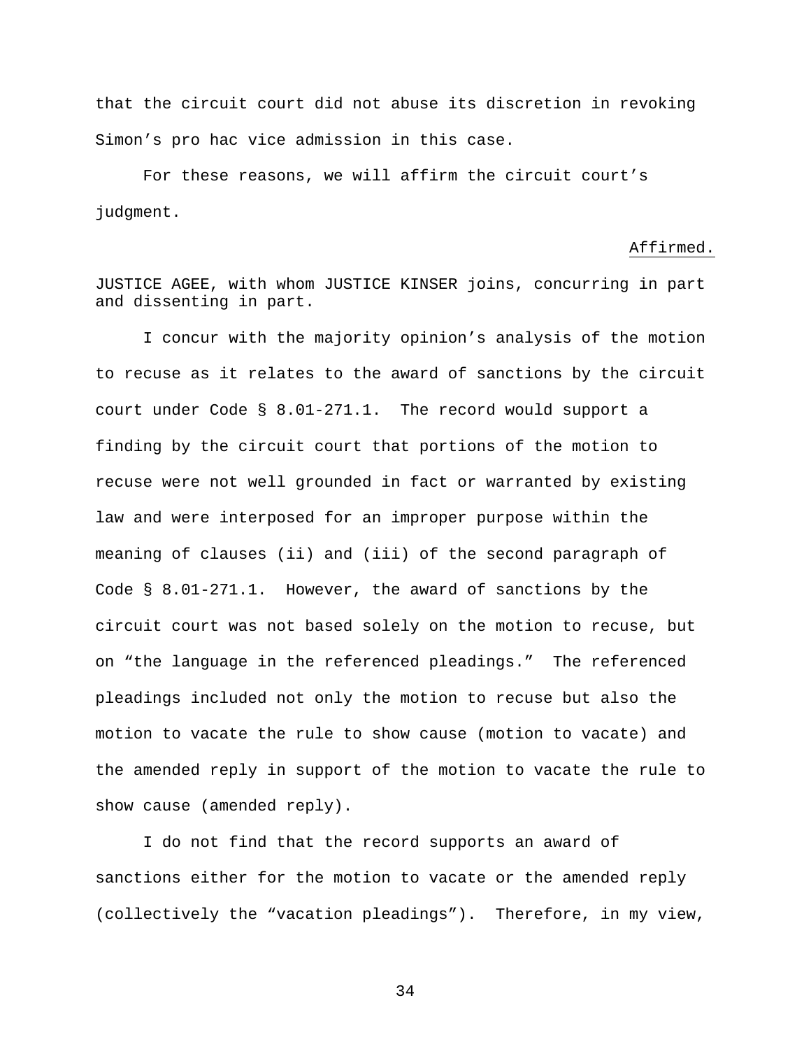that the circuit court did not abuse its discretion in revoking Simon's pro hac vice admission in this case.

For these reasons, we will affirm the circuit court's judgment.

Affirmed.

JUSTICE AGEE, with whom JUSTICE KINSER joins, concurring in part and dissenting in part.

I concur with the majority opinion's analysis of the motion to recuse as it relates to the award of sanctions by the circuit court under Code § 8.01-271.1. The record would support a finding by the circuit court that portions of the motion to recuse were not well grounded in fact or warranted by existing law and were interposed for an improper purpose within the meaning of clauses (ii) and (iii) of the second paragraph of Code § 8.01-271.1. However, the award of sanctions by the circuit court was not based solely on the motion to recuse, but on "the language in the referenced pleadings." The referenced pleadings included not only the motion to recuse but also the motion to vacate the rule to show cause (motion to vacate) and the amended reply in support of the motion to vacate the rule to show cause (amended reply).

I do not find that the record supports an award of sanctions either for the motion to vacate or the amended reply (collectively the "vacation pleadings"). Therefore, in my view,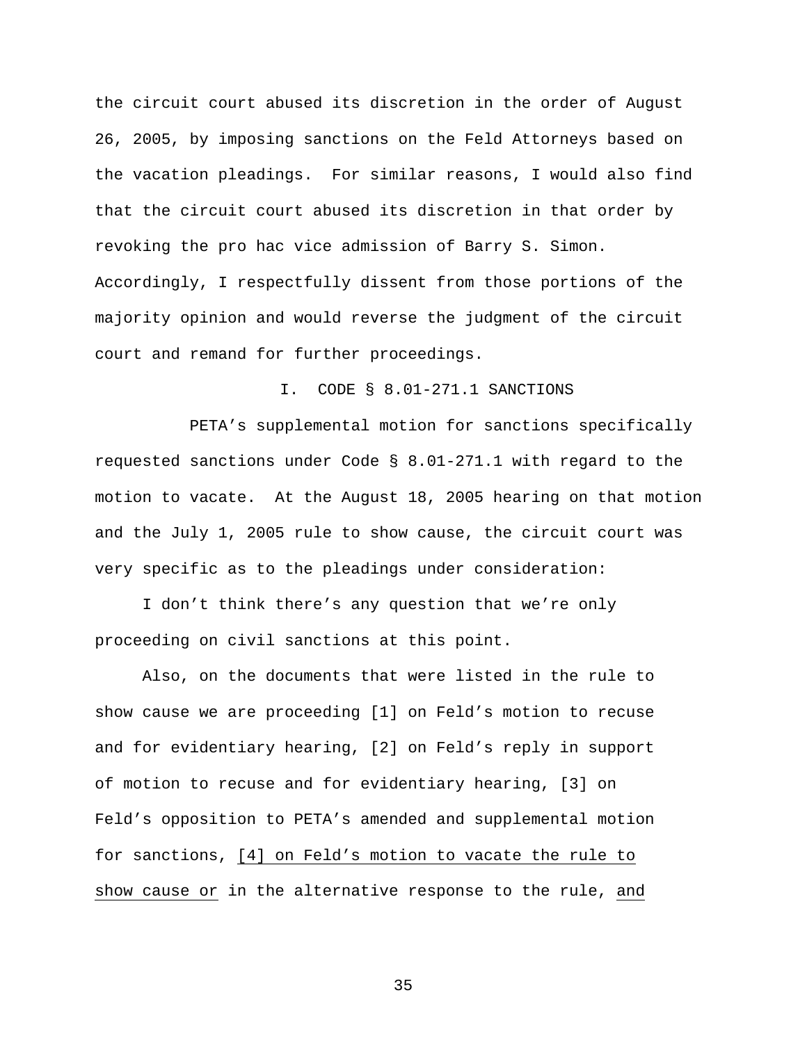the circuit court abused its discretion in the order of August 26, 2005, by imposing sanctions on the Feld Attorneys based on the vacation pleadings. For similar reasons, I would also find that the circuit court abused its discretion in that order by revoking the pro hac vice admission of Barry S. Simon. Accordingly, I respectfully dissent from those portions of the majority opinion and would reverse the judgment of the circuit court and remand for further proceedings.

## I. CODE § 8.01-271.1 SANCTIONS

PETA's supplemental motion for sanctions specifically requested sanctions under Code § 8.01-271.1 with regard to the motion to vacate. At the August 18, 2005 hearing on that motion and the July 1, 2005 rule to show cause, the circuit court was very specific as to the pleadings under consideration:

> I don't think there's any question that we're only proceeding on civil sanctions at this point.
>
> Also, on the documents that were listed in the rule to show cause we are proceeding [1] on Feld's motion to recuse and for evidentiary hearing, [2] on Feld's reply in support of motion to recuse and for evidentiary hearing, [3] on Feld's opposition to PETA's amended and supplemental motion for sanctions, <u>[4] on Feld's motion to vacate the rule to show cause or</u> in the alternative response to the rule, <u>and</u>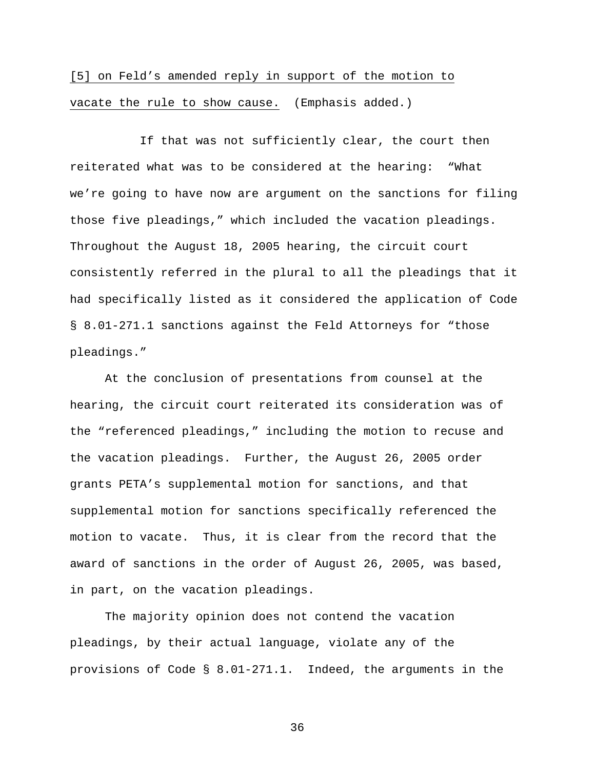[5] on Feld's amended reply in support of the motion to vacate the rule to show cause. (Emphasis added.)

If that was not sufficiently clear, the court then reiterated what was to be considered at the hearing: "What we're going to have now are argument on the sanctions for filing those five pleadings," which included the vacation pleadings. Throughout the August 18, 2005 hearing, the circuit court consistently referred in the plural to all the pleadings that it had specifically listed as it considered the application of Code § 8.01-271.1 sanctions against the Feld Attorneys for "those pleadings."

At the conclusion of presentations from counsel at the hearing, the circuit court reiterated its consideration was of the "referenced pleadings," including the motion to recuse and the vacation pleadings. Further, the August 26, 2005 order grants PETA's supplemental motion for sanctions, and that supplemental motion for sanctions specifically referenced the motion to vacate. Thus, it is clear from the record that the award of sanctions in the order of August 26, 2005, was based, in part, on the vacation pleadings.

The majority opinion does not contend the vacation pleadings, by their actual language, violate any of the provisions of Code § 8.01-271.1. Indeed, the arguments in the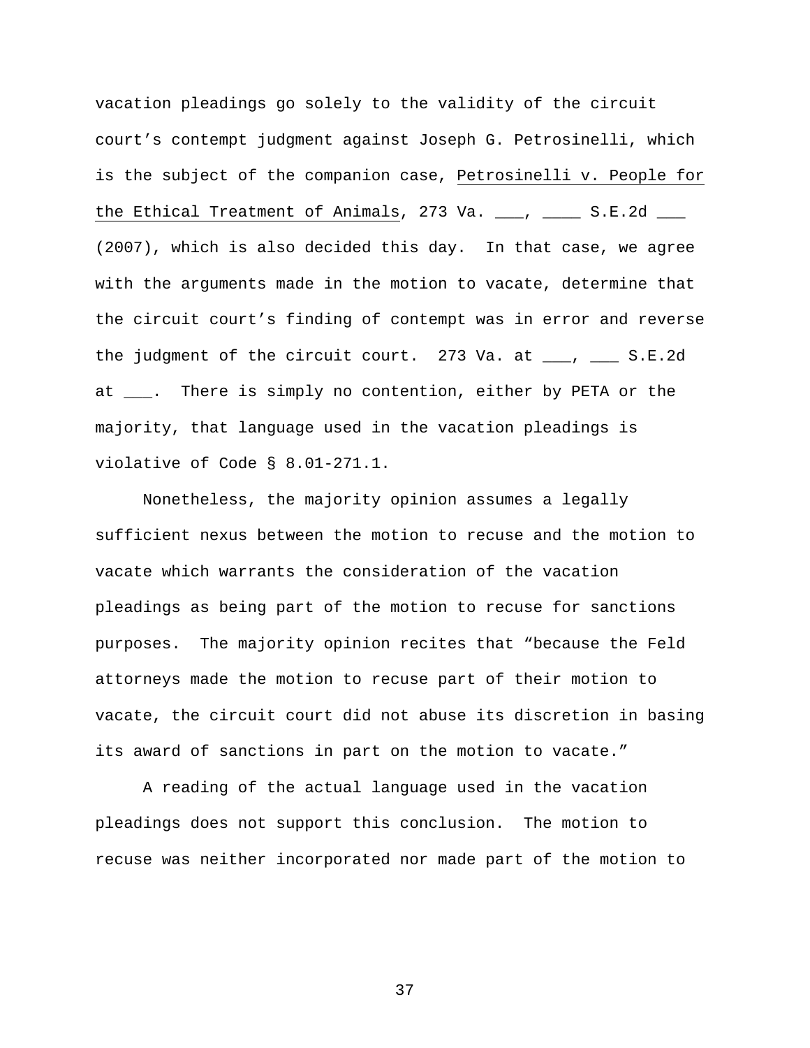vacation pleadings go solely to the validity of the circuit court’s contempt judgment against Joseph G. Petrosinelli, which is the subject of the companion case, Petrosinelli v. People for the Ethical Treatment of Animals, 273 Va. ___, ____ S.E.2d ___ (2007), which is also decided this day. In that case, we agree with the arguments made in the motion to vacate, determine that the circuit court’s finding of contempt was in error and reverse the judgment of the circuit court. 273 Va. at ___, ___ S.E.2d at ___. There is simply no contention, either by PETA or the majority, that language used in the vacation pleadings is violative of Code § 8.01-271.1.

Nonetheless, the majority opinion assumes a legally sufficient nexus between the motion to recuse and the motion to vacate which warrants the consideration of the vacation pleadings as being part of the motion to recuse for sanctions purposes. The majority opinion recites that “because the Feld attorneys made the motion to recuse part of their motion to vacate, the circuit court did not abuse its discretion in basing its award of sanctions in part on the motion to vacate.”

A reading of the actual language used in the vacation pleadings does not support this conclusion. The motion to recuse was neither incorporated nor made part of the motion to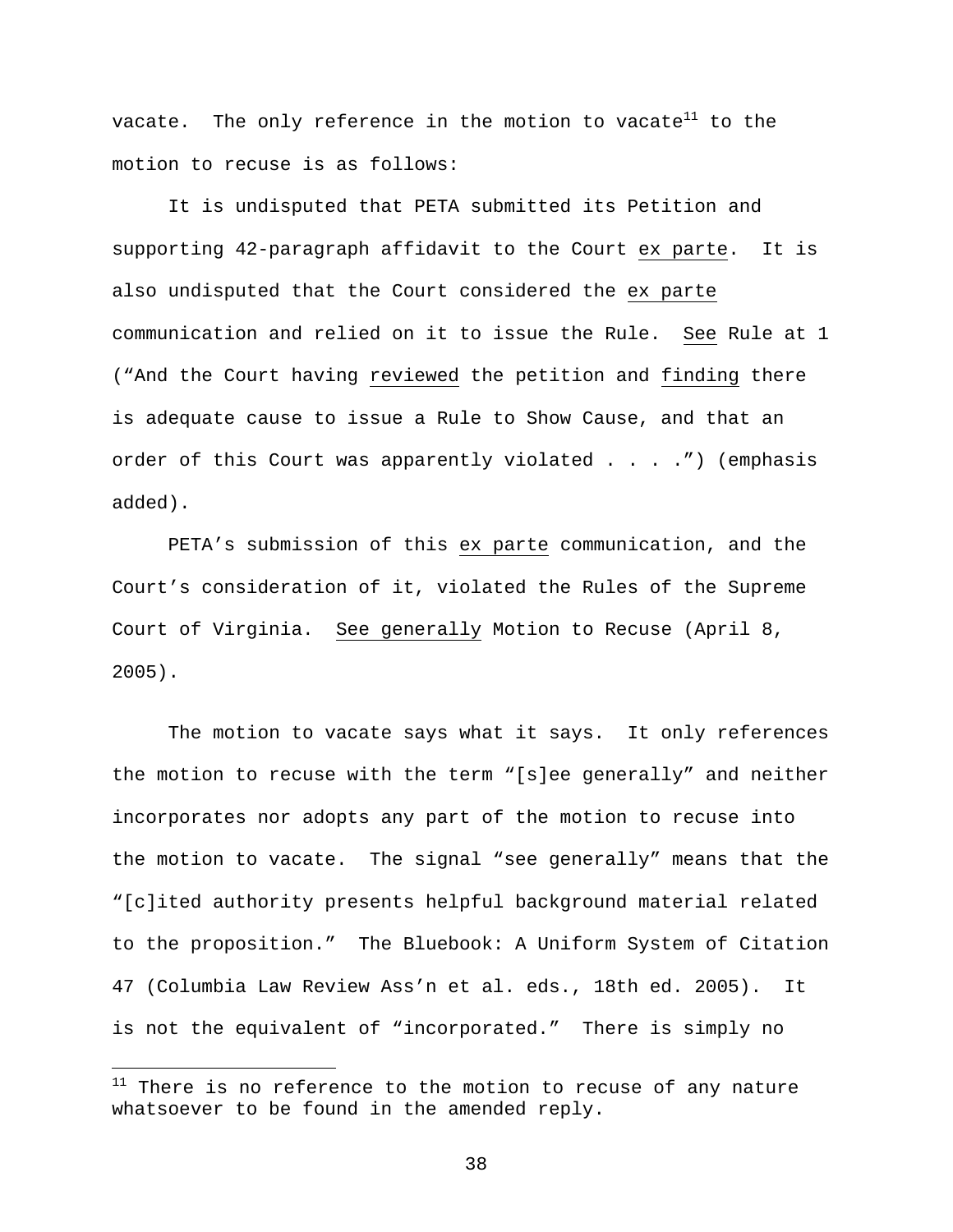vacate. The only reference in the motion to vacate[11] to the motion to recuse is as follows:

> It is undisputed that PETA submitted its Petition and supporting 42-paragraph affidavit to the Court <u>ex parte</u>. It is also undisputed that the Court considered the <u>ex parte</u> communication and relied on it to issue the Rule. <u>See</u> Rule at 1 ("And the Court having <u>reviewed</u> the petition and <u>finding</u> there is adequate cause to issue a Rule to Show Cause, and that an order of this Court was apparently violated . . . .") (emphasis added).
>
> PETA's submission of this <u>ex parte</u> communication, and the Court's consideration of it, violated the Rules of the Supreme Court of Virginia. <u>See generally</u> Motion to Recuse (April 8, 2005).

The motion to vacate says what it says. It only references the motion to recuse with the term "[s]ee generally" and neither incorporates nor adopts any part of the motion to recuse into the motion to vacate. The signal "see generally" means that the "[c]ited authority presents helpful background material related to the proposition." The Bluebook: A Uniform System of Citation 47 (Columbia Law Review Ass'n et al. eds., 18th ed. 2005). It is not the equivalent of "incorporated." There is simply no

---

[11] There is no reference to the motion to recuse of any nature whatsoever to be found in the amended reply.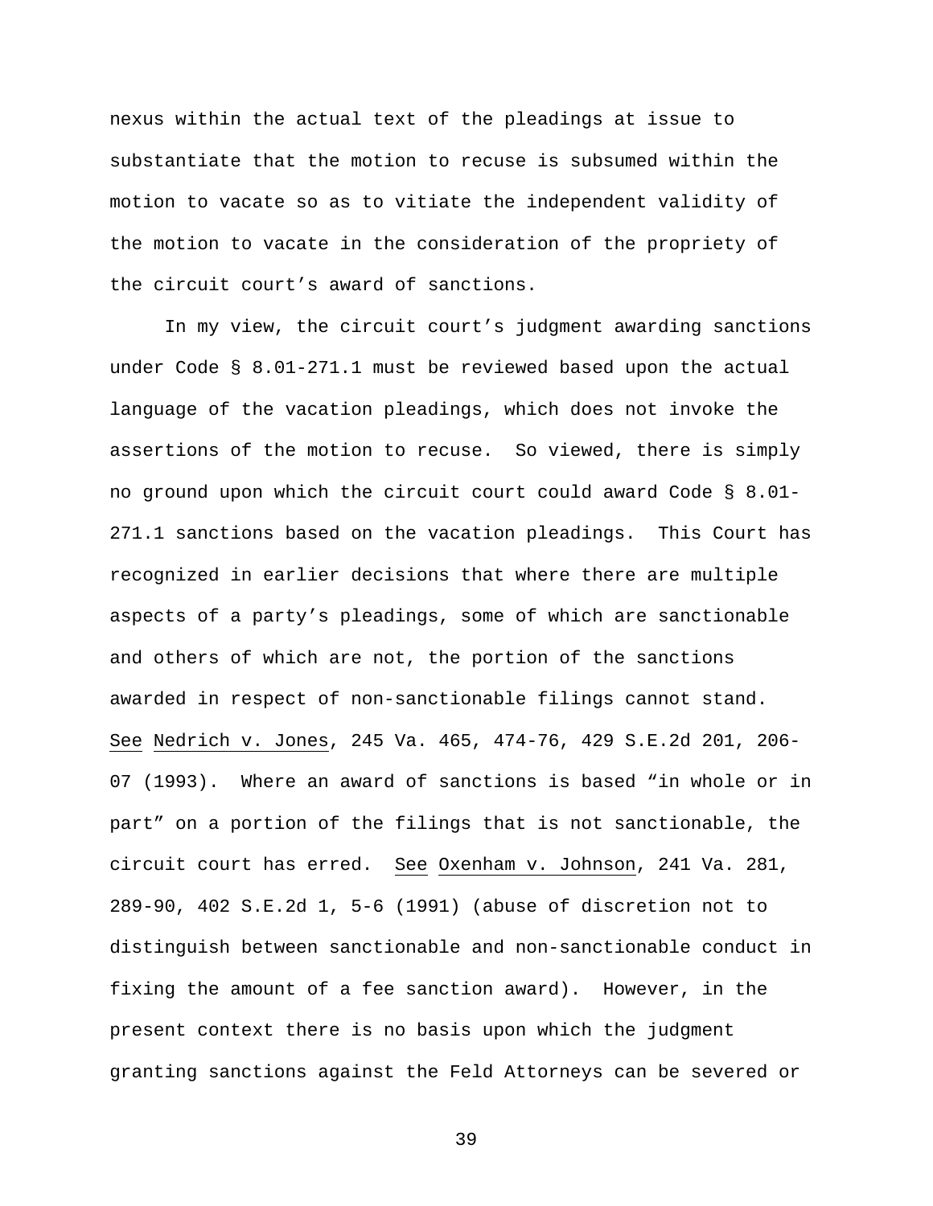nexus within the actual text of the pleadings at issue to substantiate that the motion to recuse is subsumed within the motion to vacate so as to vitiate the independent validity of the motion to vacate in the consideration of the propriety of the circuit court's award of sanctions.

In my view, the circuit court's judgment awarding sanctions under Code § 8.01-271.1 must be reviewed based upon the actual language of the vacation pleadings, which does not invoke the assertions of the motion to recuse. So viewed, there is simply no ground upon which the circuit court could award Code § 8.01-271.1 sanctions based on the vacation pleadings. This Court has recognized in earlier decisions that where there are multiple aspects of a party's pleadings, some of which are sanctionable and others of which are not, the portion of the sanctions awarded in respect of non-sanctionable filings cannot stand. See Nedrich v. Jones, 245 Va. 465, 474-76, 429 S.E.2d 201, 206-07 (1993). Where an award of sanctions is based "in whole or in part" on a portion of the filings that is not sanctionable, the circuit court has erred. See Oxenham v. Johnson, 241 Va. 281, 289-90, 402 S.E.2d 1, 5-6 (1991) (abuse of discretion not to distinguish between sanctionable and non-sanctionable conduct in fixing the amount of a fee sanction award). However, in the present context there is no basis upon which the judgment granting sanctions against the Feld Attorneys can be severed or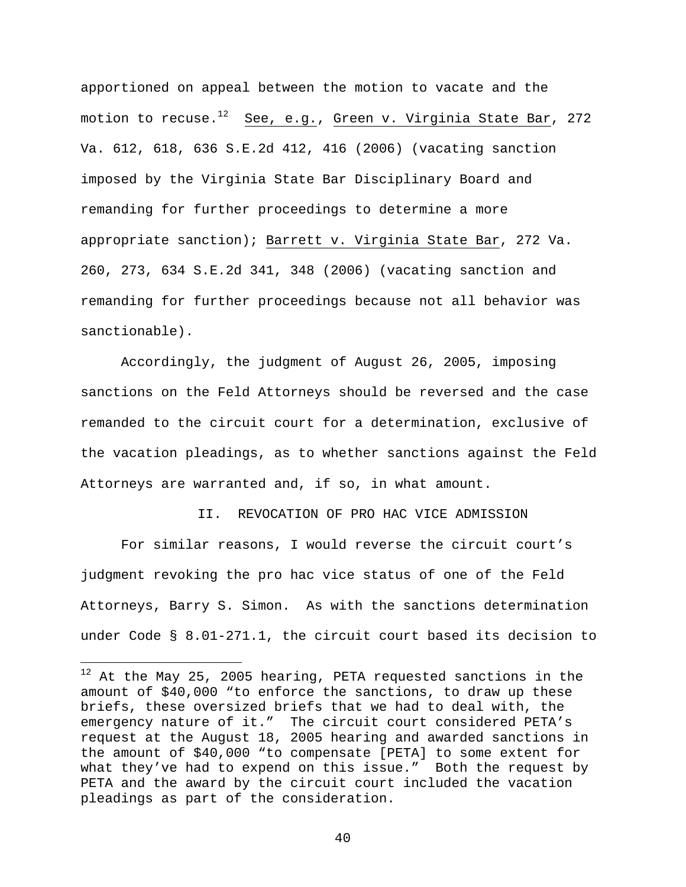apportioned on appeal between the motion to vacate and the motion to recuse.[12] See, e.g., Green v. Virginia State Bar, 272 Va. 612, 618, 636 S.E.2d 412, 416 (2006) (vacating sanction imposed by the Virginia State Bar Disciplinary Board and remanding for further proceedings to determine a more appropriate sanction); Barrett v. Virginia State Bar, 272 Va. 260, 273, 634 S.E.2d 341, 348 (2006) (vacating sanction and remanding for further proceedings because not all behavior was sanctionable).

Accordingly, the judgment of August 26, 2005, imposing sanctions on the Feld Attorneys should be reversed and the case remanded to the circuit court for a determination, exclusive of the vacation pleadings, as to whether sanctions against the Feld Attorneys are warranted and, if so, in what amount.

## II. REVOCATION OF PRO HAC VICE ADMISSION

For similar reasons, I would reverse the circuit court's judgment revoking the pro hac vice status of one of the Feld Attorneys, Barry S. Simon. As with the sanctions determination under Code § 8.01-271.1, the circuit court based its decision to

---

[12] At the May 25, 2005 hearing, PETA requested sanctions in the amount of $40,000 "to enforce the sanctions, to draw up these briefs, these oversized briefs that we had to deal with, the emergency nature of it." The circuit court considered PETA's request at the August 18, 2005 hearing and awarded sanctions in the amount of $40,000 "to compensate [PETA] to some extent for what they've had to expend on this issue." Both the request by PETA and the award by the circuit court included the vacation pleadings as part of the consideration.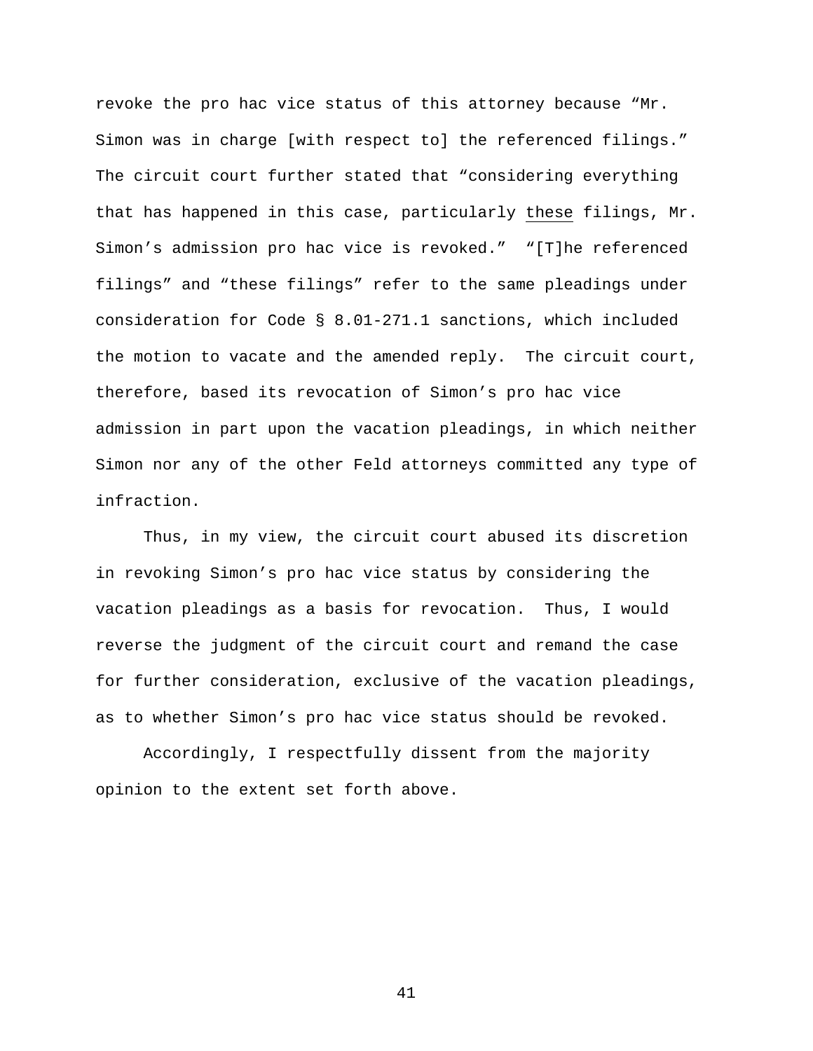revoke the pro hac vice status of this attorney because "Mr. Simon was in charge [with respect to] the referenced filings." The circuit court further stated that "considering everything that has happened in this case, particularly <u>these</u> filings, Mr. Simon's admission pro hac vice is revoked." "[T]he referenced filings" and "these filings" refer to the same pleadings under consideration for Code § 8.01-271.1 sanctions, which included the motion to vacate and the amended reply. The circuit court, therefore, based its revocation of Simon's pro hac vice admission in part upon the vacation pleadings, in which neither Simon nor any of the other Feld attorneys committed any type of infraction.

Thus, in my view, the circuit court abused its discretion in revoking Simon's pro hac vice status by considering the vacation pleadings as a basis for revocation. Thus, I would reverse the judgment of the circuit court and remand the case for further consideration, exclusive of the vacation pleadings, as to whether Simon's pro hac vice status should be revoked.

Accordingly, I respectfully dissent from the majority opinion to the extent set forth above.